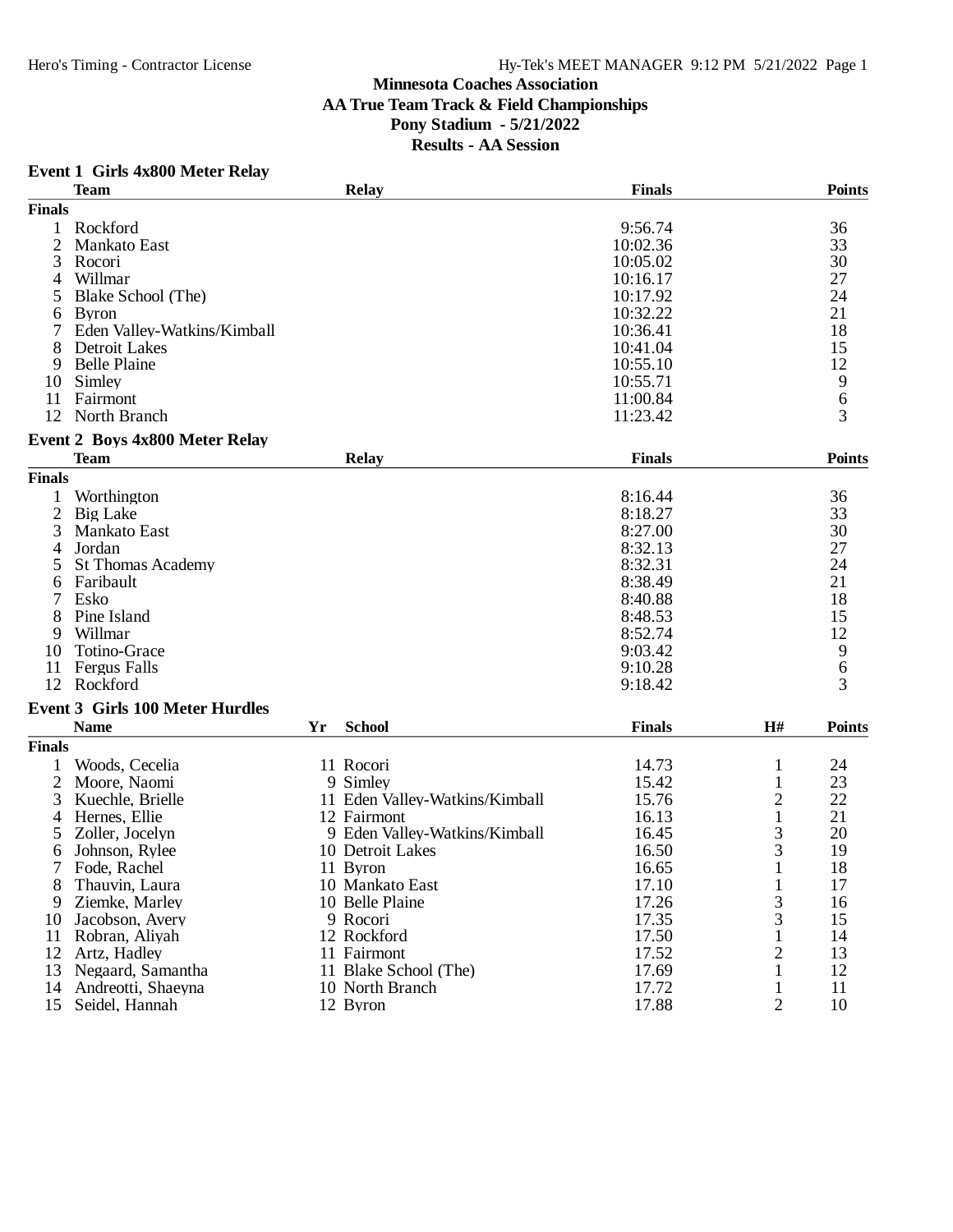# Minnesota Coaches Association
## AA True Team Track & Field Championships
### Pony Stadium - 5/21/2022
### Results - AA Session

**Event 1 Girls 4x800 Meter Relay**

| | Team | Relay | Finals | Points |
|---|---|---|---|---|
| **Finals** | | | | |
| 1 | Rockford | | 9:56.74 | 36 |
| 2 | Mankato East | | 10:02.36 | 33 |
| 3 | Rocori | | 10:05.02 | 30 |
| 4 | Willmar | | 10:16.17 | 27 |
| 5 | Blake School (The) | | 10:17.92 | 24 |
| 6 | Byron | | 10:32.22 | 21 |
| 7 | Eden Valley-Watkins/Kimball | | 10:36.41 | 18 |
| 8 | Detroit Lakes | | 10:41.04 | 15 |
| 9 | Belle Plaine | | 10:55.10 | 12 |
| 10 | Simley | | 10:55.71 | 9 |
| 11 | Fairmont | | 11:00.84 | 6 |
| 12 | North Branch | | 11:23.42 | 3 |

**Event 2 Boys 4x800 Meter Relay**

| | Team | Relay | Finals | Points |
|---|---|---|---|---|
| **Finals** | | | | |
| 1 | Worthington | | 8:16.44 | 36 |
| 2 | Big Lake | | 8:18.27 | 33 |
| 3 | Mankato East | | 8:27.00 | 30 |
| 4 | Jordan | | 8:32.13 | 27 |
| 5 | St Thomas Academy | | 8:32.31 | 24 |
| 6 | Faribault | | 8:38.49 | 21 |
| 7 | Esko | | 8:40.88 | 18 |
| 8 | Pine Island | | 8:48.53 | 15 |
| 9 | Willmar | | 8:52.74 | 12 |
| 10 | Totino-Grace | | 9:03.42 | 9 |
| 11 | Fergus Falls | | 9:10.28 | 6 |
| 12 | Rockford | | 9:18.42 | 3 |

**Event 3 Girls 100 Meter Hurdles**

| | Name | Yr | School | Finals | H# | Points |
|---|---|---|---|---|---|---|
| **Finals** | | | | | | |
| 1 | Woods, Cecelia | 11 | Rocori | 14.73 | 1 | 24 |
| 2 | Moore, Naomi | 9 | Simley | 15.42 | 1 | 23 |
| 3 | Kuechle, Brielle | 11 | Eden Valley-Watkins/Kimball | 15.76 | 2 | 22 |
| 4 | Hernes, Ellie | 12 | Fairmont | 16.13 | 1 | 21 |
| 5 | Zoller, Jocelyn | 9 | Eden Valley-Watkins/Kimball | 16.45 | 3 | 20 |
| 6 | Johnson, Rylee | 10 | Detroit Lakes | 16.50 | 3 | 19 |
| 7 | Fode, Rachel | 11 | Byron | 16.65 | 1 | 18 |
| 8 | Thauvin, Laura | 10 | Mankato East | 17.10 | 1 | 17 |
| 9 | Ziemke, Marley | 10 | Belle Plaine | 17.26 | 3 | 16 |
| 10 | Jacobson, Avery | 9 | Rocori | 17.35 | 3 | 15 |
| 11 | Robran, Aliyah | 12 | Rockford | 17.50 | 1 | 14 |
| 12 | Artz, Hadley | 11 | Fairmont | 17.52 | 2 | 13 |
| 13 | Negaard, Samantha | 11 | Blake School (The) | 17.69 | 1 | 12 |
| 14 | Andreotti, Shaeyna | 10 | North Branch | 17.72 | 1 | 11 |
| 15 | Seidel, Hannah | 12 | Byron | 17.88 | 2 | 10 |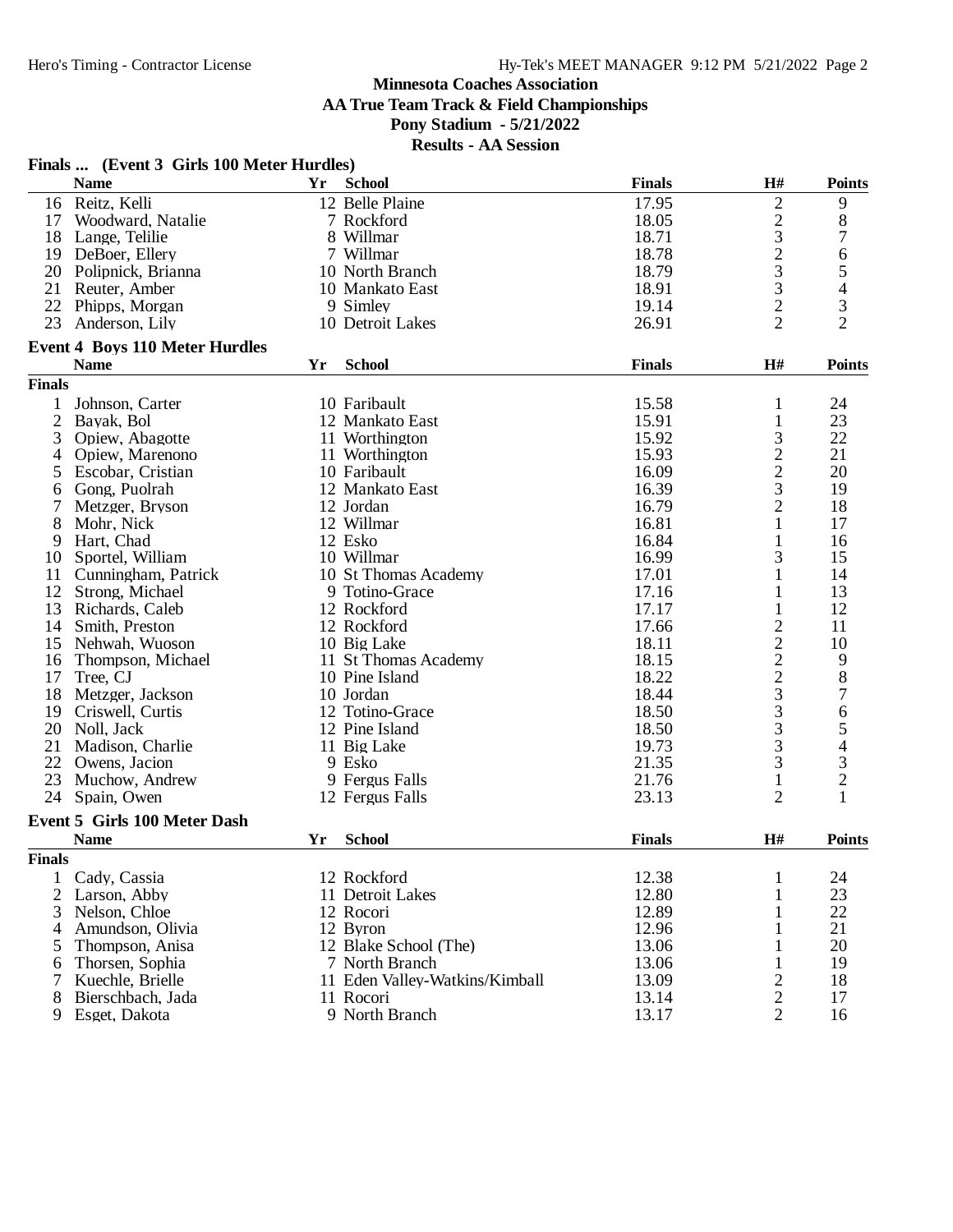**Minnesota Coaches Association**
**AA True Team Track & Field Championships**
**Pony Stadium - 5/21/2022**
**Results - AA Session**

**Finals ... (Event 3 Girls 100 Meter Hurdles)**

| | Name | Yr | School | Finals | H# | Points |
|---|---|---|---|---|---|---|
| 16 | Reitz, Kelli | 12 | Belle Plaine | 17.95 | 2 | 9 |
| 17 | Woodward, Natalie | 7 | Rockford | 18.05 | 2 | 8 |
| 18 | Lange, Telilie | 8 | Willmar | 18.71 | 3 | 7 |
| 19 | DeBoer, Ellery | 7 | Willmar | 18.78 | 2 | 6 |
| 20 | Polipnick, Brianna | 10 | North Branch | 18.79 | 3 | 5 |
| 21 | Reuter, Amber | 10 | Mankato East | 18.91 | 3 | 4 |
| 22 | Phipps, Morgan | 9 | Simley | 19.14 | 2 | 3 |
| 23 | Anderson, Lily | 10 | Detroit Lakes | 26.91 | 2 | 2 |

**Event 4 Boys 110 Meter Hurdles**

| | Name | Yr | School | Finals | H# | Points |
|---|---|---|---|---|---|---|
| **Finals** | | | | | | |
| 1 | Johnson, Carter | 10 | Faribault | 15.58 | 1 | 24 |
| 2 | Bayak, Bol | 12 | Mankato East | 15.91 | 1 | 23 |
| 3 | Opiew, Abagotte | 11 | Worthington | 15.92 | 3 | 22 |
| 4 | Opiew, Marenono | 11 | Worthington | 15.93 | 2 | 21 |
| 5 | Escobar, Cristian | 10 | Faribault | 16.09 | 2 | 20 |
| 6 | Gong, Puolrah | 12 | Mankato East | 16.39 | 3 | 19 |
| 7 | Metzger, Bryson | 12 | Jordan | 16.79 | 2 | 18 |
| 8 | Mohr, Nick | 12 | Willmar | 16.81 | 1 | 17 |
| 9 | Hart, Chad | 12 | Esko | 16.84 | 1 | 16 |
| 10 | Sportel, William | 10 | Willmar | 16.99 | 3 | 15 |
| 11 | Cunningham, Patrick | 10 | St Thomas Academy | 17.01 | 1 | 14 |
| 12 | Strong, Michael | 9 | Totino-Grace | 17.16 | 1 | 13 |
| 13 | Richards, Caleb | 12 | Rockford | 17.17 | 1 | 12 |
| 14 | Smith, Preston | 12 | Rockford | 17.66 | 2 | 11 |
| 15 | Nehwah, Wuoson | 10 | Big Lake | 18.11 | 2 | 10 |
| 16 | Thompson, Michael | 11 | St Thomas Academy | 18.15 | 2 | 9 |
| 17 | Tree, CJ | 10 | Pine Island | 18.22 | 2 | 8 |
| 18 | Metzger, Jackson | 10 | Jordan | 18.44 | 3 | 7 |
| 19 | Criswell, Curtis | 12 | Totino-Grace | 18.50 | 3 | 6 |
| 20 | Noll, Jack | 12 | Pine Island | 18.50 | 3 | 5 |
| 21 | Madison, Charlie | 11 | Big Lake | 19.73 | 3 | 4 |
| 22 | Owens, Jacion | 9 | Esko | 21.35 | 3 | 3 |
| 23 | Muchow, Andrew | 9 | Fergus Falls | 21.76 | 1 | 2 |
| 24 | Spain, Owen | 12 | Fergus Falls | 23.13 | 2 | 1 |

**Event 5 Girls 100 Meter Dash**

| | Name | Yr | School | Finals | H# | Points |
|---|---|---|---|---|---|---|
| **Finals** | | | | | | |
| 1 | Cady, Cassia | 12 | Rockford | 12.38 | 1 | 24 |
| 2 | Larson, Abby | 11 | Detroit Lakes | 12.80 | 1 | 23 |
| 3 | Nelson, Chloe | 12 | Rocori | 12.89 | 1 | 22 |
| 4 | Amundson, Olivia | 12 | Byron | 12.96 | 1 | 21 |
| 5 | Thompson, Anisa | 12 | Blake School (The) | 13.06 | 1 | 20 |
| 6 | Thorsen, Sophia | 7 | North Branch | 13.06 | 1 | 19 |
| 7 | Kuechle, Brielle | 11 | Eden Valley-Watkins/Kimball | 13.09 | 2 | 18 |
| 8 | Bierschbach, Jada | 11 | Rocori | 13.14 | 2 | 17 |
| 9 | Esget, Dakota | 9 | North Branch | 13.17 | 2 | 16 |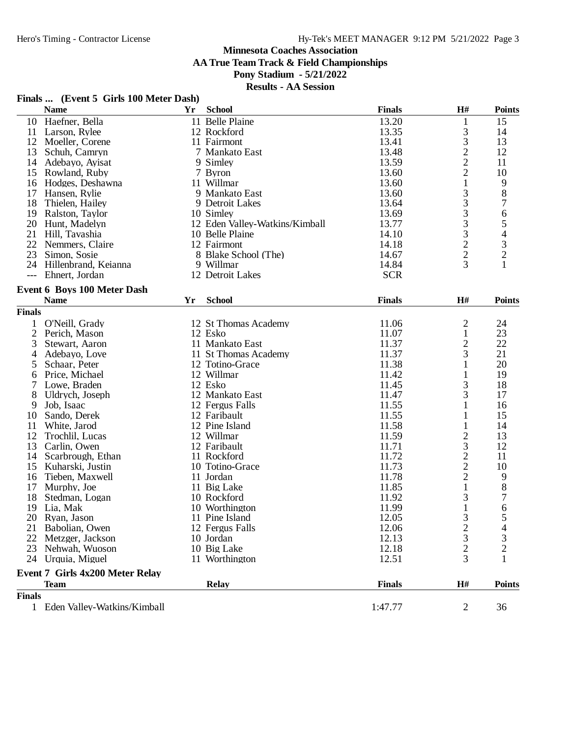## Minnesota Coaches Association
## AA True Team Track & Field Championships
## Pony Stadium - 5/21/2022
## Results - AA Session

### Finals ... (Event 5 Girls 100 Meter Dash)

| | Name | Yr | School | Finals | H# | Points |
|---|---|---|---|---|---|---|
| 10 | Haefner, Bella | 11 | Belle Plaine | 13.20 | 1 | 15 |
| 11 | Larson, Rylee | 12 | Rockford | 13.35 | 3 | 14 |
| 12 | Moeller, Corene | 11 | Fairmont | 13.41 | 3 | 13 |
| 13 | Schuh, Camryn | 7 | Mankato East | 13.48 | 2 | 12 |
| 14 | Adebayo, Ayisat | 9 | Simley | 13.59 | 2 | 11 |
| 15 | Rowland, Ruby | 7 | Byron | 13.60 | 2 | 10 |
| 16 | Hodges, Deshawna | 11 | Willmar | 13.60 | 1 | 9 |
| 17 | Hansen, Rylie | 9 | Mankato East | 13.60 | 3 | 8 |
| 18 | Thielen, Hailey | 9 | Detroit Lakes | 13.64 | 3 | 7 |
| 19 | Ralston, Taylor | 10 | Simley | 13.69 | 3 | 6 |
| 20 | Hunt, Madelyn | 12 | Eden Valley-Watkins/Kimball | 13.77 | 3 | 5 |
| 21 | Hill, Tavashia | 10 | Belle Plaine | 14.10 | 3 | 4 |
| 22 | Nemmers, Claire | 12 | Fairmont | 14.18 | 2 | 3 |
| 23 | Simon, Sosie | 8 | Blake School (The) | 14.67 | 2 | 2 |
| 24 | Hillenbrand, Keianna | 9 | Willmar | 14.84 | 3 | 1 |
| --- | Ehnert, Jordan | 12 | Detroit Lakes | SCR | | |

### Event 6 Boys 100 Meter Dash

| | Name | Yr | School | Finals | H# | Points |
|---|---|---|---|---|---|---|
| **Finals** | | | | | | |
| 1 | O'Neill, Grady | 12 | St Thomas Academy | 11.06 | 2 | 24 |
| 2 | Perich, Mason | 12 | Esko | 11.07 | 1 | 23 |
| 3 | Stewart, Aaron | 11 | Mankato East | 11.37 | 2 | 22 |
| 4 | Adebayo, Love | 11 | St Thomas Academy | 11.37 | 3 | 21 |
| 5 | Schaar, Peter | 12 | Totino-Grace | 11.38 | 1 | 20 |
| 6 | Price, Michael | 12 | Willmar | 11.42 | 1 | 19 |
| 7 | Lowe, Braden | 12 | Esko | 11.45 | 3 | 18 |
| 8 | Uldrych, Joseph | 12 | Mankato East | 11.47 | 3 | 17 |
| 9 | Job, Isaac | 12 | Fergus Falls | 11.55 | 1 | 16 |
| 10 | Sando, Derek | 12 | Faribault | 11.55 | 1 | 15 |
| 11 | White, Jarod | 12 | Pine Island | 11.58 | 1 | 14 |
| 12 | Trochlil, Lucas | 12 | Willmar | 11.59 | 2 | 13 |
| 13 | Carlin, Owen | 12 | Faribault | 11.71 | 3 | 12 |
| 14 | Scarbrough, Ethan | 11 | Rockford | 11.72 | 2 | 11 |
| 15 | Kuharski, Justin | 10 | Totino-Grace | 11.73 | 2 | 10 |
| 16 | Tieben, Maxwell | 11 | Jordan | 11.78 | 2 | 9 |
| 17 | Murphy, Joe | 11 | Big Lake | 11.85 | 1 | 8 |
| 18 | Stedman, Logan | 10 | Rockford | 11.92 | 3 | 7 |
| 19 | Lia, Mak | 10 | Worthington | 11.99 | 1 | 6 |
| 20 | Ryan, Jason | 11 | Pine Island | 12.05 | 3 | 5 |
| 21 | Babolian, Owen | 12 | Fergus Falls | 12.06 | 2 | 4 |
| 22 | Metzger, Jackson | 10 | Jordan | 12.13 | 3 | 3 |
| 23 | Nehwah, Wuoson | 10 | Big Lake | 12.18 | 2 | 2 |
| 24 | Urquia, Miguel | 11 | Worthington | 12.51 | 3 | 1 |

### Event 7 Girls 4x200 Meter Relay

| | Team | Relay | Finals | H# | Points |
|---|---|---|---|---|---|
| **Finals** | | | | | |
| 1 | Eden Valley-Watkins/Kimball | | 1:47.77 | 2 | 36 |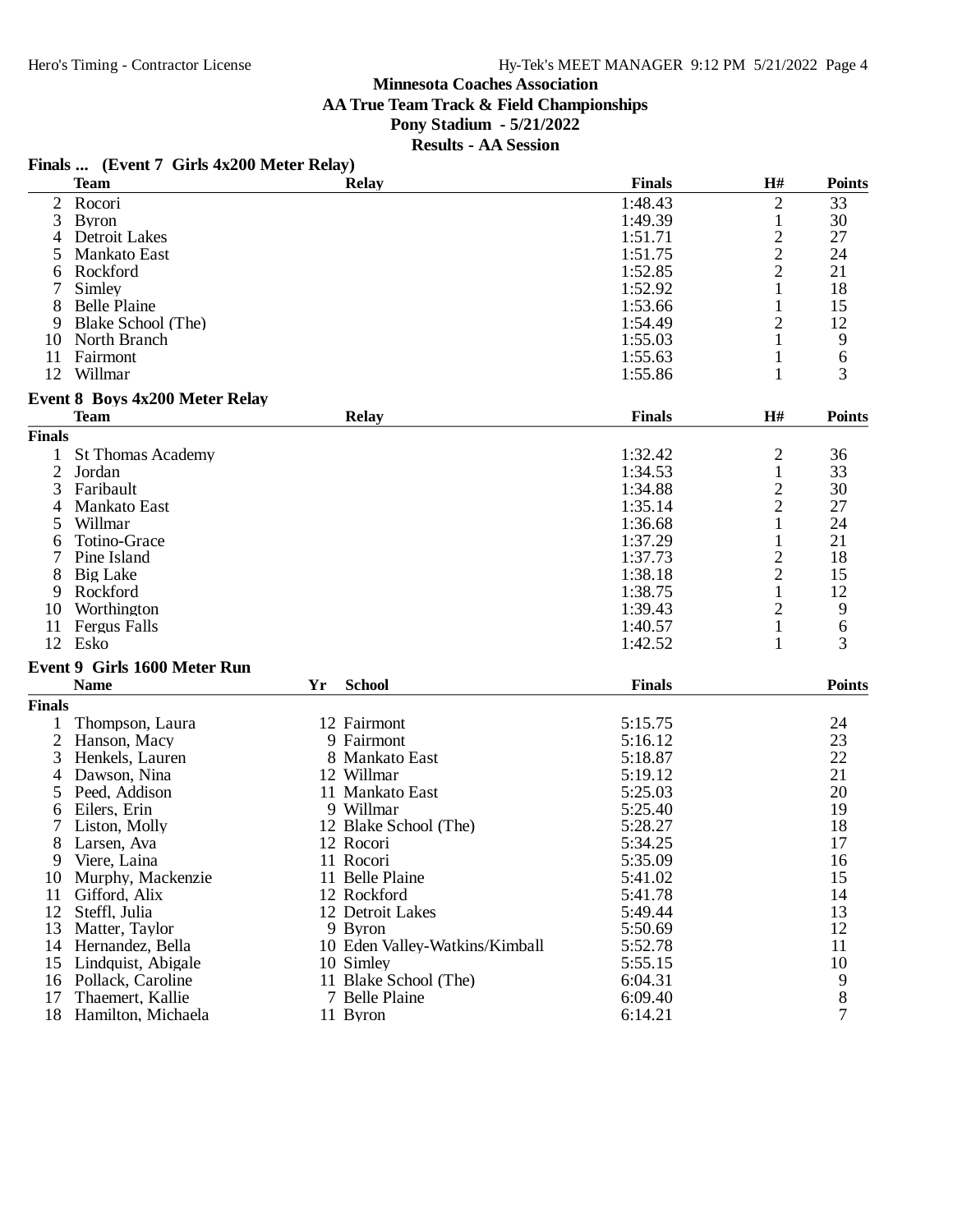**Minnesota Coaches Association**
**AA True Team Track & Field Championships**
**Pony Stadium - 5/21/2022**
**Results - AA Session**

### Finals ... (Event 7 Girls 4x200 Meter Relay)

| | Team | Relay | Finals | H# | Points |
|---|---|---|---|---|---|
| 2 | Rocori | | 1:48.43 | 2 | 33 |
| 3 | Byron | | 1:49.39 | 1 | 30 |
| 4 | Detroit Lakes | | 1:51.71 | 2 | 27 |
| 5 | Mankato East | | 1:51.75 | 2 | 24 |
| 6 | Rockford | | 1:52.85 | 2 | 21 |
| 7 | Simley | | 1:52.92 | 1 | 18 |
| 8 | Belle Plaine | | 1:53.66 | 1 | 15 |
| 9 | Blake School (The) | | 1:54.49 | 2 | 12 |
| 10 | North Branch | | 1:55.03 | 1 | 9 |
| 11 | Fairmont | | 1:55.63 | 1 | 6 |
| 12 | Willmar | | 1:55.86 | 1 | 3 |

### Event 8 Boys 4x200 Meter Relay

| | Team | Relay | Finals | H# | Points |
|---|---|---|---|---|---|
| **Finals** | | | | | |
| 1 | St Thomas Academy | | 1:32.42 | 2 | 36 |
| 2 | Jordan | | 1:34.53 | 1 | 33 |
| 3 | Faribault | | 1:34.88 | 2 | 30 |
| 4 | Mankato East | | 1:35.14 | 2 | 27 |
| 5 | Willmar | | 1:36.68 | 1 | 24 |
| 6 | Totino-Grace | | 1:37.29 | 1 | 21 |
| 7 | Pine Island | | 1:37.73 | 2 | 18 |
| 8 | Big Lake | | 1:38.18 | 2 | 15 |
| 9 | Rockford | | 1:38.75 | 1 | 12 |
| 10 | Worthington | | 1:39.43 | 2 | 9 |
| 11 | Fergus Falls | | 1:40.57 | 1 | 6 |
| 12 | Esko | | 1:42.52 | 1 | 3 |

### Event 9 Girls 1600 Meter Run

| | Name | Yr | School | Finals | Points |
|---|---|---|---|---|---|
| **Finals** | | | | | |
| 1 | Thompson, Laura | 12 | Fairmont | 5:15.75 | 24 |
| 2 | Hanson, Macy | 9 | Fairmont | 5:16.12 | 23 |
| 3 | Henkels, Lauren | 8 | Mankato East | 5:18.87 | 22 |
| 4 | Dawson, Nina | 12 | Willmar | 5:19.12 | 21 |
| 5 | Peed, Addison | 11 | Mankato East | 5:25.03 | 20 |
| 6 | Eilers, Erin | 9 | Willmar | 5:25.40 | 19 |
| 7 | Liston, Molly | 12 | Blake School (The) | 5:28.27 | 18 |
| 8 | Larsen, Ava | 12 | Rocori | 5:34.25 | 17 |
| 9 | Viere, Laina | 11 | Rocori | 5:35.09 | 16 |
| 10 | Murphy, Mackenzie | 11 | Belle Plaine | 5:41.02 | 15 |
| 11 | Gifford, Alix | 12 | Rockford | 5:41.78 | 14 |
| 12 | Steffl, Julia | 12 | Detroit Lakes | 5:49.44 | 13 |
| 13 | Matter, Taylor | 9 | Byron | 5:50.69 | 12 |
| 14 | Hernandez, Bella | 10 | Eden Valley-Watkins/Kimball | 5:52.78 | 11 |
| 15 | Lindquist, Abigale | 10 | Simley | 5:55.15 | 10 |
| 16 | Pollack, Caroline | 11 | Blake School (The) | 6:04.31 | 9 |
| 17 | Thaemert, Kallie | 7 | Belle Plaine | 6:09.40 | 8 |
| 18 | Hamilton, Michaela | 11 | Byron | 6:14.21 | 7 |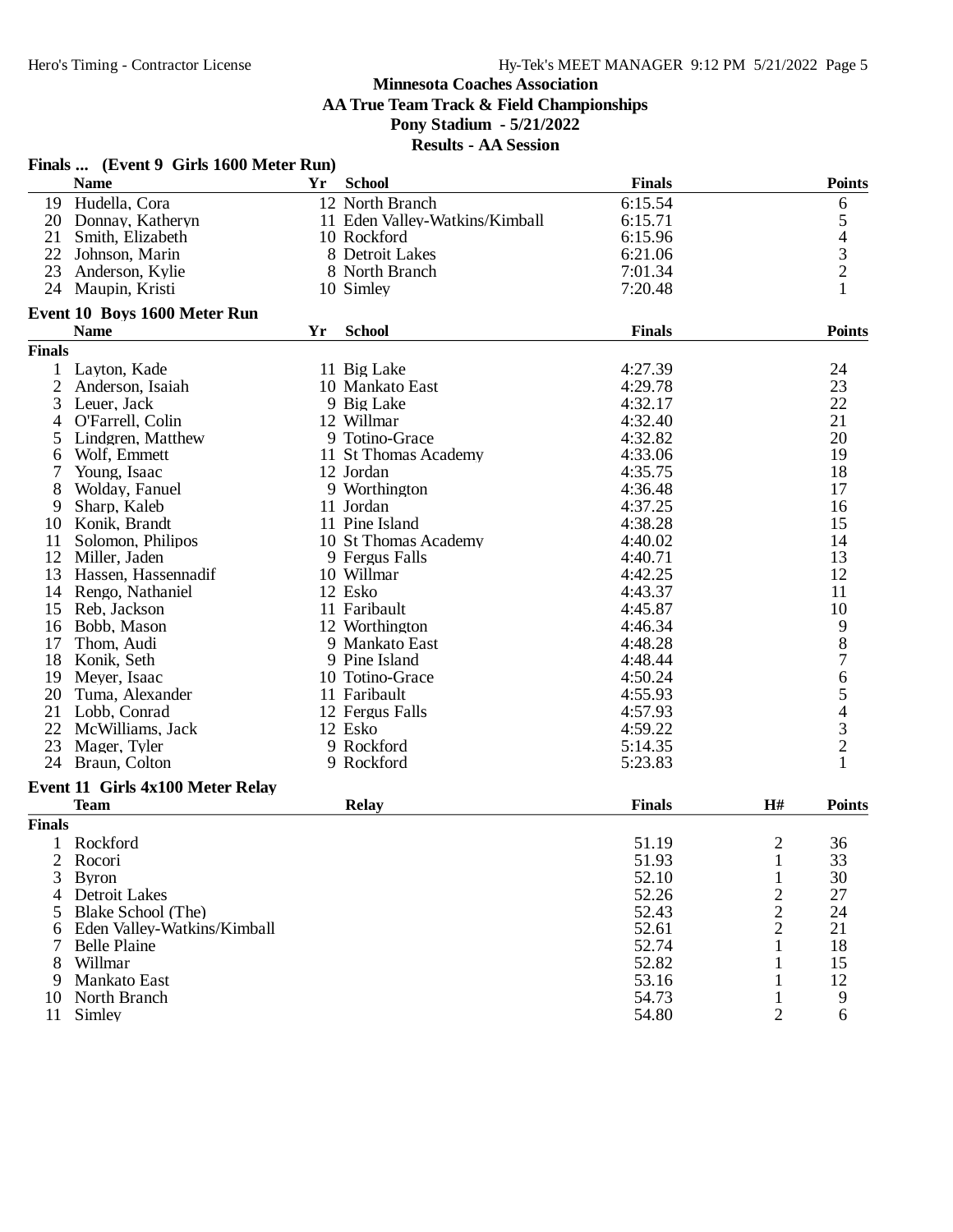Minnesota Coaches Association
AA True Team Track & Field Championships
Pony Stadium - 5/21/2022
Results - AA Session

### Finals ... (Event 9 Girls 1600 Meter Run)

| | Name | Yr | School | Finals | Points |
|---|---|---|---|---|---|
| 19 | Hudella, Cora | 12 | North Branch | 6:15.54 | 6 |
| 20 | Donnay, Katheryn | 11 | Eden Valley-Watkins/Kimball | 6:15.71 | 5 |
| 21 | Smith, Elizabeth | 10 | Rockford | 6:15.96 | 4 |
| 22 | Johnson, Marin | 8 | Detroit Lakes | 6:21.06 | 3 |
| 23 | Anderson, Kylie | 8 | North Branch | 7:01.34 | 2 |
| 24 | Maupin, Kristi | 10 | Simley | 7:20.48 | 1 |

### Event 10 Boys 1600 Meter Run

**Finals**

| | Name | Yr | School | Finals | Points |
|---|---|---|---|---|---|
| 1 | Layton, Kade | 11 | Big Lake | 4:27.39 | 24 |
| 2 | Anderson, Isaiah | 10 | Mankato East | 4:29.78 | 23 |
| 3 | Leuer, Jack | 9 | Big Lake | 4:32.17 | 22 |
| 4 | O'Farrell, Colin | 12 | Willmar | 4:32.40 | 21 |
| 5 | Lindgren, Matthew | 9 | Totino-Grace | 4:32.82 | 20 |
| 6 | Wolf, Emmett | 11 | St Thomas Academy | 4:33.06 | 19 |
| 7 | Young, Isaac | 12 | Jordan | 4:35.75 | 18 |
| 8 | Wolday, Fanuel | 9 | Worthington | 4:36.48 | 17 |
| 9 | Sharp, Kaleb | 11 | Jordan | 4:37.25 | 16 |
| 10 | Konik, Brandt | 11 | Pine Island | 4:38.28 | 15 |
| 11 | Solomon, Philipos | 10 | St Thomas Academy | 4:40.02 | 14 |
| 12 | Miller, Jaden | 9 | Fergus Falls | 4:40.71 | 13 |
| 13 | Hassen, Hassennadif | 10 | Willmar | 4:42.25 | 12 |
| 14 | Rengo, Nathaniel | 12 | Esko | 4:43.37 | 11 |
| 15 | Reb, Jackson | 11 | Faribault | 4:45.87 | 10 |
| 16 | Bobb, Mason | 12 | Worthington | 4:46.34 | 9 |
| 17 | Thom, Audi | 9 | Mankato East | 4:48.28 | 8 |
| 18 | Konik, Seth | 9 | Pine Island | 4:48.44 | 7 |
| 19 | Meyer, Isaac | 10 | Totino-Grace | 4:50.24 | 6 |
| 20 | Tuma, Alexander | 11 | Faribault | 4:55.93 | 5 |
| 21 | Lobb, Conrad | 12 | Fergus Falls | 4:57.93 | 4 |
| 22 | McWilliams, Jack | 12 | Esko | 4:59.22 | 3 |
| 23 | Mager, Tyler | 9 | Rockford | 5:14.35 | 2 |
| 24 | Braun, Colton | 9 | Rockford | 5:23.83 | 1 |

### Event 11 Girls 4x100 Meter Relay

**Finals**

| | Team | Relay | Finals | H# | Points |
|---|---|---|---|---|---|
| 1 | Rockford | | 51.19 | 2 | 36 |
| 2 | Rocori | | 51.93 | 1 | 33 |
| 3 | Byron | | 52.10 | 1 | 30 |
| 4 | Detroit Lakes | | 52.26 | 2 | 27 |
| 5 | Blake School (The) | | 52.43 | 2 | 24 |
| 6 | Eden Valley-Watkins/Kimball | | 52.61 | 2 | 21 |
| 7 | Belle Plaine | | 52.74 | 1 | 18 |
| 8 | Willmar | | 52.82 | 1 | 15 |
| 9 | Mankato East | | 53.16 | 1 | 12 |
| 10 | North Branch | | 54.73 | 1 | 9 |
| 11 | Simley | | 54.80 | 2 | 6 |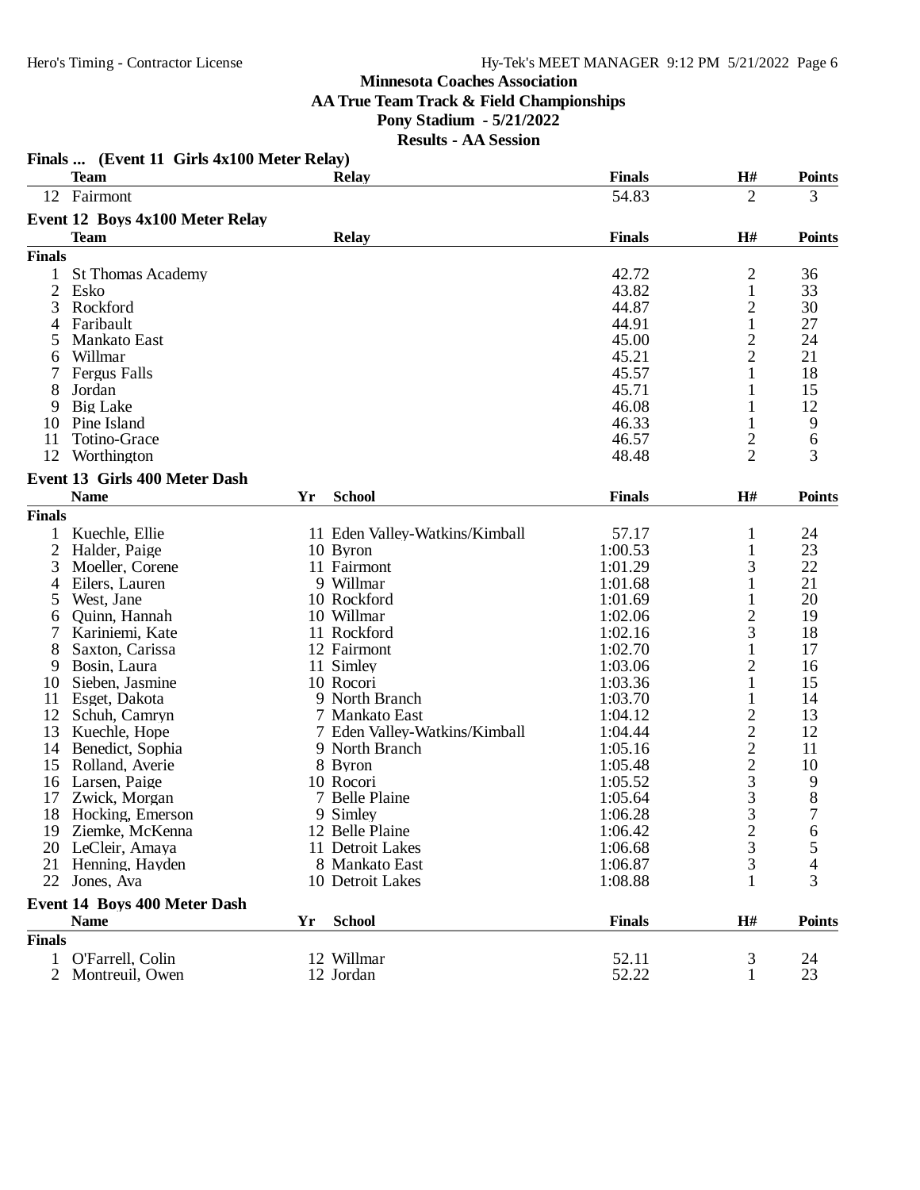Minnesota Coaches Association
AA True Team Track & Field Championships
Pony Stadium - 5/21/2022
Results - AA Session

**Finals ... (Event 11 Girls 4x100 Meter Relay)**

| | Team | Relay | Finals | H# | Points |
|---|---|---|---|---|---|
| 12 | Fairmont | | 54.83 | 2 | 3 |

## Event 12 Boys 4x100 Meter Relay

| | Team | Relay | Finals | H# | Points |
|---|---|---|---|---|---|
| **Finals** | | | | | |
| 1 | St Thomas Academy | | 42.72 | 2 | 36 |
| 2 | Esko | | 43.82 | 1 | 33 |
| 3 | Rockford | | 44.87 | 2 | 30 |
| 4 | Faribault | | 44.91 | 1 | 27 |
| 5 | Mankato East | | 45.00 | 2 | 24 |
| 6 | Willmar | | 45.21 | 2 | 21 |
| 7 | Fergus Falls | | 45.57 | 1 | 18 |
| 8 | Jordan | | 45.71 | 1 | 15 |
| 9 | Big Lake | | 46.08 | 1 | 12 |
| 10 | Pine Island | | 46.33 | 1 | 9 |
| 11 | Totino-Grace | | 46.57 | 2 | 6 |
| 12 | Worthington | | 48.48 | 2 | 3 |

## Event 13 Girls 400 Meter Dash

| | Name | Yr | School | Finals | H# | Points |
|---|---|---|---|---|---|---|
| **Finals** | | | | | | |
| 1 | Kuechle, Ellie | 11 | Eden Valley-Watkins/Kimball | 57.17 | 1 | 24 |
| 2 | Halder, Paige | 10 | Byron | 1:00.53 | 1 | 23 |
| 3 | Moeller, Corene | 11 | Fairmont | 1:01.29 | 3 | 22 |
| 4 | Eilers, Lauren | 9 | Willmar | 1:01.68 | 1 | 21 |
| 5 | West, Jane | 10 | Rockford | 1:01.69 | 1 | 20 |
| 6 | Quinn, Hannah | 10 | Willmar | 1:02.06 | 2 | 19 |
| 7 | Kariniemi, Kate | 11 | Rockford | 1:02.16 | 3 | 18 |
| 8 | Saxton, Carissa | 12 | Fairmont | 1:02.70 | 1 | 17 |
| 9 | Bosin, Laura | 11 | Simley | 1:03.06 | 2 | 16 |
| 10 | Sieben, Jasmine | 10 | Rocori | 1:03.36 | 1 | 15 |
| 11 | Esget, Dakota | 9 | North Branch | 1:03.70 | 1 | 14 |
| 12 | Schuh, Camryn | 7 | Mankato East | 1:04.12 | 2 | 13 |
| 13 | Kuechle, Hope | 7 | Eden Valley-Watkins/Kimball | 1:04.44 | 2 | 12 |
| 14 | Benedict, Sophia | 9 | North Branch | 1:05.16 | 2 | 11 |
| 15 | Rolland, Averie | 8 | Byron | 1:05.48 | 2 | 10 |
| 16 | Larsen, Paige | 10 | Rocori | 1:05.52 | 3 | 9 |
| 17 | Zwick, Morgan | 7 | Belle Plaine | 1:05.64 | 3 | 8 |
| 18 | Hocking, Emerson | 9 | Simley | 1:06.28 | 3 | 7 |
| 19 | Ziemke, McKenna | 12 | Belle Plaine | 1:06.42 | 2 | 6 |
| 20 | LeCleir, Amaya | 11 | Detroit Lakes | 1:06.68 | 3 | 5 |
| 21 | Henning, Hayden | 8 | Mankato East | 1:06.87 | 3 | 4 |
| 22 | Jones, Ava | 10 | Detroit Lakes | 1:08.88 | 1 | 3 |

## Event 14 Boys 400 Meter Dash

| | Name | Yr | School | Finals | H# | Points |
|---|---|---|---|---|---|---|
| **Finals** | | | | | | |
| 1 | O'Farrell, Colin | 12 | Willmar | 52.11 | 3 | 24 |
| 2 | Montreuil, Owen | 12 | Jordan | 52.22 | 1 | 23 |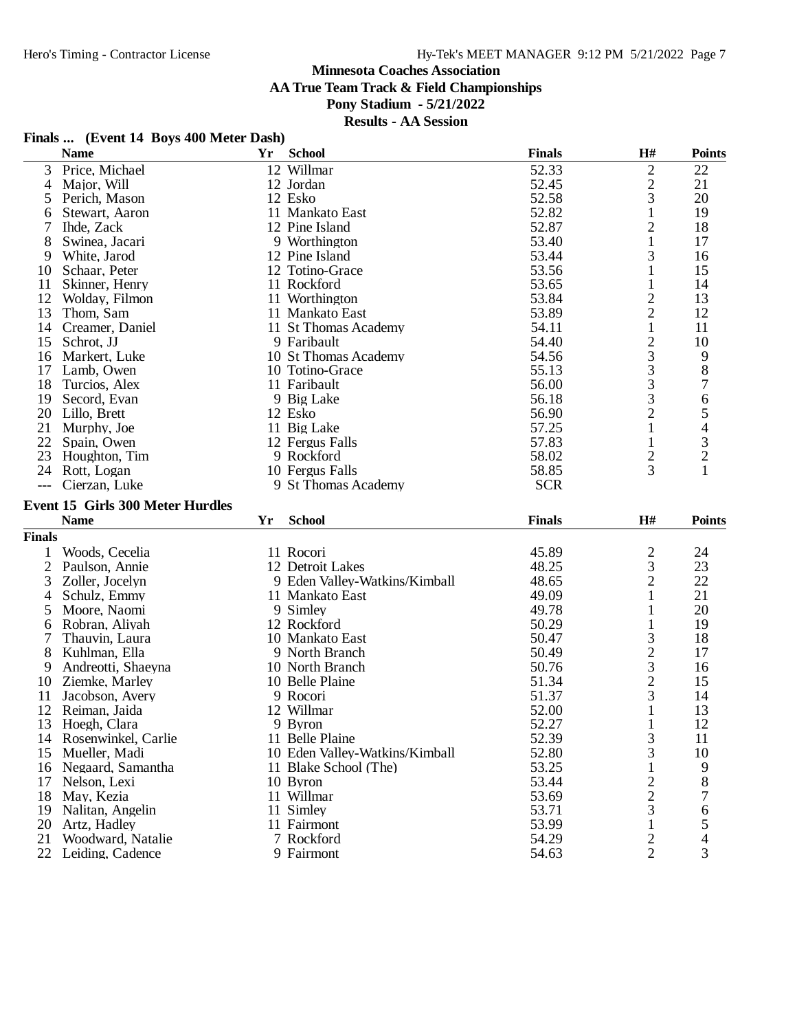## Minnesota Coaches Association

**AA True Team Track & Field Championships**

**Pony Stadium - 5/21/2022**

**Results - AA Session**

### Finals ... (Event 14 Boys 400 Meter Dash)

| | Name | Yr | School | Finals | H# | Points |
|---|---|---|---|---|---|---|
| 3 | Price, Michael | 12 | Willmar | 52.33 | 2 | 22 |
| 4 | Major, Will | 12 | Jordan | 52.45 | 2 | 21 |
| 5 | Perich, Mason | 12 | Esko | 52.58 | 3 | 20 |
| 6 | Stewart, Aaron | 11 | Mankato East | 52.82 | 1 | 19 |
| 7 | Ihde, Zack | 12 | Pine Island | 52.87 | 2 | 18 |
| 8 | Swinea, Jacari | 9 | Worthington | 53.40 | 1 | 17 |
| 9 | White, Jarod | 12 | Pine Island | 53.44 | 3 | 16 |
| 10 | Schaar, Peter | 12 | Totino-Grace | 53.56 | 1 | 15 |
| 11 | Skinner, Henry | 11 | Rockford | 53.65 | 1 | 14 |
| 12 | Wolday, Filmon | 11 | Worthington | 53.84 | 2 | 13 |
| 13 | Thom, Sam | 11 | Mankato East | 53.89 | 2 | 12 |
| 14 | Creamer, Daniel | 11 | St Thomas Academy | 54.11 | 1 | 11 |
| 15 | Schrot, JJ | 9 | Faribault | 54.40 | 2 | 10 |
| 16 | Markert, Luke | 10 | St Thomas Academy | 54.56 | 3 | 9 |
| 17 | Lamb, Owen | 10 | Totino-Grace | 55.13 | 3 | 8 |
| 18 | Turcios, Alex | 11 | Faribault | 56.00 | 3 | 7 |
| 19 | Secord, Evan | 9 | Big Lake | 56.18 | 3 | 6 |
| 20 | Lillo, Brett | 12 | Esko | 56.90 | 2 | 5 |
| 21 | Murphy, Joe | 11 | Big Lake | 57.25 | 1 | 4 |
| 22 | Spain, Owen | 12 | Fergus Falls | 57.83 | 1 | 3 |
| 23 | Houghton, Tim | 9 | Rockford | 58.02 | 2 | 2 |
| 24 | Rott, Logan | 10 | Fergus Falls | 58.85 | 3 | 1 |
| --- | Cierzan, Luke | 9 | St Thomas Academy | SCR | | |

### Event 15 Girls 300 Meter Hurdles

| | Name | Yr | School | Finals | H# | Points |
|---|---|---|---|---|---|---|
| **Finals** | | | | | | |
| 1 | Woods, Cecelia | 11 | Rocori | 45.89 | 2 | 24 |
| 2 | Paulson, Annie | 12 | Detroit Lakes | 48.25 | 3 | 23 |
| 3 | Zoller, Jocelyn | 9 | Eden Valley-Watkins/Kimball | 48.65 | 2 | 22 |
| 4 | Schulz, Emmy | 11 | Mankato East | 49.09 | 1 | 21 |
| 5 | Moore, Naomi | 9 | Simley | 49.78 | 1 | 20 |
| 6 | Robran, Aliyah | 12 | Rockford | 50.29 | 1 | 19 |
| 7 | Thauvin, Laura | 10 | Mankato East | 50.47 | 3 | 18 |
| 8 | Kuhlman, Ella | 9 | North Branch | 50.49 | 2 | 17 |
| 9 | Andreotti, Shaeyna | 10 | North Branch | 50.76 | 3 | 16 |
| 10 | Ziemke, Marley | 10 | Belle Plaine | 51.34 | 2 | 15 |
| 11 | Jacobson, Avery | 9 | Rocori | 51.37 | 3 | 14 |
| 12 | Reiman, Jaida | 12 | Willmar | 52.00 | 1 | 13 |
| 13 | Hoegh, Clara | 9 | Byron | 52.27 | 1 | 12 |
| 14 | Rosenwinkel, Carlie | 11 | Belle Plaine | 52.39 | 3 | 11 |
| 15 | Mueller, Madi | 10 | Eden Valley-Watkins/Kimball | 52.80 | 3 | 10 |
| 16 | Negaard, Samantha | 11 | Blake School (The) | 53.25 | 1 | 9 |
| 17 | Nelson, Lexi | 10 | Byron | 53.44 | 2 | 8 |
| 18 | May, Kezia | 11 | Willmar | 53.69 | 2 | 7 |
| 19 | Nalitan, Angelin | 11 | Simley | 53.71 | 3 | 6 |
| 20 | Artz, Hadley | 11 | Fairmont | 53.99 | 1 | 5 |
| 21 | Woodward, Natalie | 7 | Rockford | 54.29 | 2 | 4 |
| 22 | Leiding, Cadence | 9 | Fairmont | 54.63 | 2 | 3 |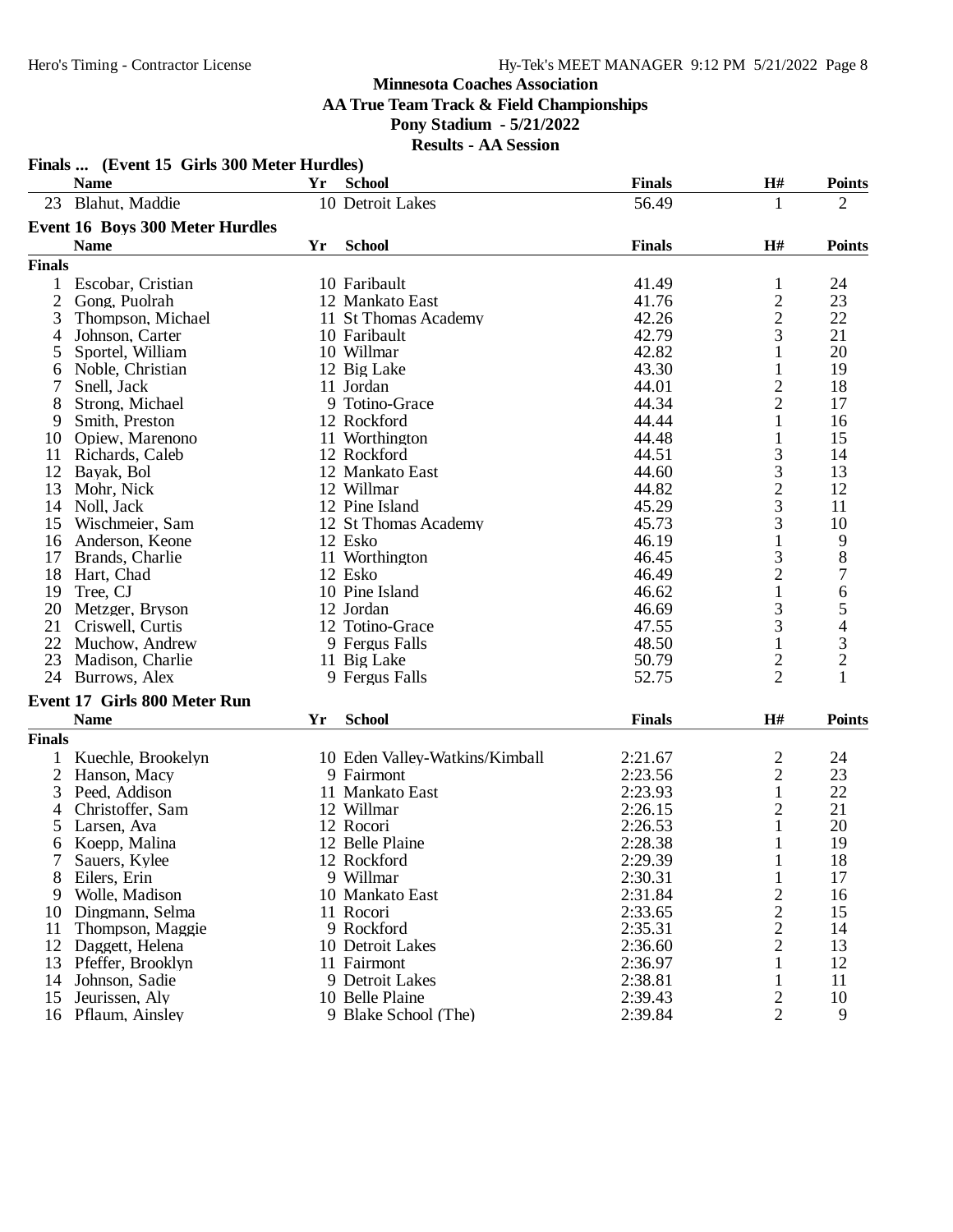## Minnesota Coaches Association
### AA True Team Track & Field Championships
### Pony Stadium - 5/21/2022
### Results - AA Session

**Finals ... (Event 15 Girls 300 Meter Hurdles)**

| | Name | Yr | School | Finals | H# | Points |
|---|---|---|---|---|---|---|
| 23 | Blahut, Maddie | 10 | Detroit Lakes | 56.49 | 1 | 2 |

**Event 16 Boys 300 Meter Hurdles**

| | Name | Yr | School | Finals | H# | Points |
|---|---|---|---|---|---|---|
| **Finals** | | | | | | |
| 1 | Escobar, Cristian | 10 | Faribault | 41.49 | 1 | 24 |
| 2 | Gong, Puolrah | 12 | Mankato East | 41.76 | 2 | 23 |
| 3 | Thompson, Michael | 11 | St Thomas Academy | 42.26 | 2 | 22 |
| 4 | Johnson, Carter | 10 | Faribault | 42.79 | 3 | 21 |
| 5 | Sportel, William | 10 | Willmar | 42.82 | 1 | 20 |
| 6 | Noble, Christian | 12 | Big Lake | 43.30 | 1 | 19 |
| 7 | Snell, Jack | 11 | Jordan | 44.01 | 2 | 18 |
| 8 | Strong, Michael | 9 | Totino-Grace | 44.34 | 2 | 17 |
| 9 | Smith, Preston | 12 | Rockford | 44.44 | 1 | 16 |
| 10 | Opiew, Marenono | 11 | Worthington | 44.48 | 1 | 15 |
| 11 | Richards, Caleb | 12 | Rockford | 44.51 | 3 | 14 |
| 12 | Bayak, Bol | 12 | Mankato East | 44.60 | 3 | 13 |
| 13 | Mohr, Nick | 12 | Willmar | 44.82 | 2 | 12 |
| 14 | Noll, Jack | 12 | Pine Island | 45.29 | 3 | 11 |
| 15 | Wischmeier, Sam | 12 | St Thomas Academy | 45.73 | 3 | 10 |
| 16 | Anderson, Keone | 12 | Esko | 46.19 | 1 | 9 |
| 17 | Brands, Charlie | 11 | Worthington | 46.45 | 3 | 8 |
| 18 | Hart, Chad | 12 | Esko | 46.49 | 2 | 7 |
| 19 | Tree, CJ | 10 | Pine Island | 46.62 | 1 | 6 |
| 20 | Metzger, Bryson | 12 | Jordan | 46.69 | 3 | 5 |
| 21 | Criswell, Curtis | 12 | Totino-Grace | 47.55 | 3 | 4 |
| 22 | Muchow, Andrew | 9 | Fergus Falls | 48.50 | 1 | 3 |
| 23 | Madison, Charlie | 11 | Big Lake | 50.79 | 2 | 2 |
| 24 | Burrows, Alex | 9 | Fergus Falls | 52.75 | 2 | 1 |

**Event 17 Girls 800 Meter Run**

| | Name | Yr | School | Finals | H# | Points |
|---|---|---|---|---|---|---|
| **Finals** | | | | | | |
| 1 | Kuechle, Brookelyn | 10 | Eden Valley-Watkins/Kimball | 2:21.67 | 2 | 24 |
| 2 | Hanson, Macy | 9 | Fairmont | 2:23.56 | 2 | 23 |
| 3 | Peed, Addison | 11 | Mankato East | 2:23.93 | 1 | 22 |
| 4 | Christoffer, Sam | 12 | Willmar | 2:26.15 | 2 | 21 |
| 5 | Larsen, Ava | 12 | Rocori | 2:26.53 | 1 | 20 |
| 6 | Koepp, Malina | 12 | Belle Plaine | 2:28.38 | 1 | 19 |
| 7 | Sauers, Kylee | 12 | Rockford | 2:29.39 | 1 | 18 |
| 8 | Eilers, Erin | 9 | Willmar | 2:30.31 | 1 | 17 |
| 9 | Wolle, Madison | 10 | Mankato East | 2:31.84 | 2 | 16 |
| 10 | Dingmann, Selma | 11 | Rocori | 2:33.65 | 2 | 15 |
| 11 | Thompson, Maggie | 9 | Rockford | 2:35.31 | 2 | 14 |
| 12 | Daggett, Helena | 10 | Detroit Lakes | 2:36.60 | 2 | 13 |
| 13 | Pfeffer, Brooklyn | 11 | Fairmont | 2:36.97 | 1 | 12 |
| 14 | Johnson, Sadie | 9 | Detroit Lakes | 2:38.81 | 1 | 11 |
| 15 | Jeurissen, Aly | 10 | Belle Plaine | 2:39.43 | 2 | 10 |
| 16 | Pflaum, Ainsley | 9 | Blake School (The) | 2:39.84 | 2 | 9 |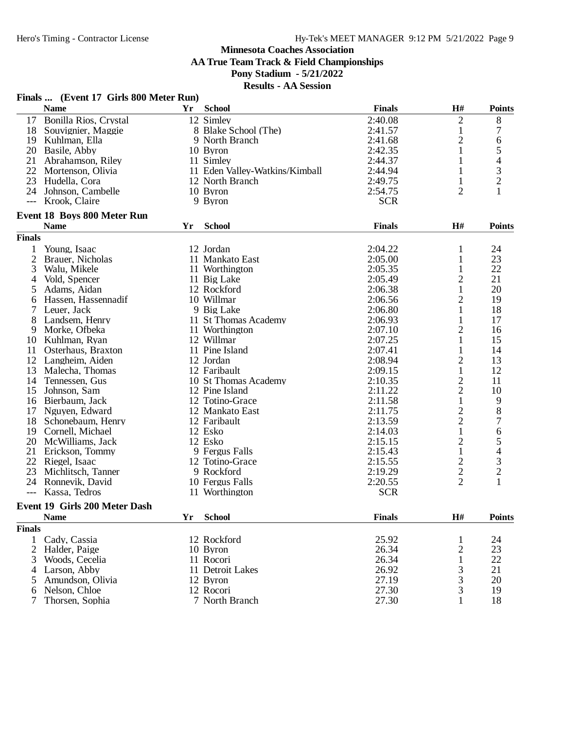# Minnesota Coaches Association

## AA True Team Track & Field Championships

### Pony Stadium - 5/21/2022

### Results - AA Session

**Finals ... (Event 17 Girls 800 Meter Run)**

| | Name | Yr | School | Finals | H# | Points |
|---|---|---|---|---|---|---|
| 17 | Bonilla Rios, Crystal | 12 | Simley | 2:40.08 | 2 | 8 |
| 18 | Souvignier, Maggie | 8 | Blake School (The) | 2:41.57 | 1 | 7 |
| 19 | Kuhlman, Ella | 9 | North Branch | 2:41.68 | 2 | 6 |
| 20 | Basile, Abby | 10 | Byron | 2:42.35 | 1 | 5 |
| 21 | Abrahamson, Riley | 11 | Simley | 2:44.37 | 1 | 4 |
| 22 | Mortenson, Olivia | 11 | Eden Valley-Watkins/Kimball | 2:44.94 | 1 | 3 |
| 23 | Hudella, Cora | 12 | North Branch | 2:49.75 | 1 | 2 |
| 24 | Johnson, Cambelle | 10 | Byron | 2:54.75 | 2 | 1 |
| --- | Krook, Claire | 9 | Byron | SCR | | |

## Event 18 Boys 800 Meter Run

**Finals**

| | Name | Yr | School | Finals | H# | Points |
|---|---|---|---|---|---|---|
| 1 | Young, Isaac | 12 | Jordan | 2:04.22 | 1 | 24 |
| 2 | Brauer, Nicholas | 11 | Mankato East | 2:05.00 | 1 | 23 |
| 3 | Walu, Mikele | 11 | Worthington | 2:05.35 | 1 | 22 |
| 4 | Vold, Spencer | 11 | Big Lake | 2:05.49 | 2 | 21 |
| 5 | Adams, Aidan | 12 | Rockford | 2:06.38 | 1 | 20 |
| 6 | Hassen, Hassennadif | 10 | Willmar | 2:06.56 | 2 | 19 |
| 7 | Leuer, Jack | 9 | Big Lake | 2:06.80 | 1 | 18 |
| 8 | Landsem, Henry | 11 | St Thomas Academy | 2:06.93 | 1 | 17 |
| 9 | Morke, Ofbeka | 11 | Worthington | 2:07.10 | 2 | 16 |
| 10 | Kuhlman, Ryan | 12 | Willmar | 2:07.25 | 1 | 15 |
| 11 | Osterhaus, Braxton | 11 | Pine Island | 2:07.41 | 1 | 14 |
| 12 | Langheim, Aiden | 12 | Jordan | 2:08.94 | 2 | 13 |
| 13 | Malecha, Thomas | 12 | Faribault | 2:09.15 | 1 | 12 |
| 14 | Tennessen, Gus | 10 | St Thomas Academy | 2:10.35 | 2 | 11 |
| 15 | Johnson, Sam | 12 | Pine Island | 2:11.22 | 2 | 10 |
| 16 | Bierbaum, Jack | 12 | Totino-Grace | 2:11.58 | 1 | 9 |
| 17 | Nguyen, Edward | 12 | Mankato East | 2:11.75 | 2 | 8 |
| 18 | Schonebaum, Henry | 12 | Faribault | 2:13.59 | 2 | 7 |
| 19 | Cornell, Michael | 12 | Esko | 2:14.03 | 1 | 6 |
| 20 | McWilliams, Jack | 12 | Esko | 2:15.15 | 2 | 5 |
| 21 | Erickson, Tommy | 9 | Fergus Falls | 2:15.43 | 1 | 4 |
| 22 | Riegel, Isaac | 12 | Totino-Grace | 2:15.55 | 2 | 3 |
| 23 | Michlitsch, Tanner | 9 | Rockford | 2:19.29 | 2 | 2 |
| 24 | Ronnevik, David | 10 | Fergus Falls | 2:20.55 | 2 | 1 |
| --- | Kassa, Tedros | 11 | Worthington | SCR | | |

## Event 19 Girls 200 Meter Dash

**Finals**

| | Name | Yr | School | Finals | H# | Points |
|---|---|---|---|---|---|---|
| 1 | Cady, Cassia | 12 | Rockford | 25.92 | 1 | 24 |
| 2 | Halder, Paige | 10 | Byron | 26.34 | 2 | 23 |
| 3 | Woods, Cecelia | 11 | Rocori | 26.34 | 1 | 22 |
| 4 | Larson, Abby | 11 | Detroit Lakes | 26.92 | 3 | 21 |
| 5 | Amundson, Olivia | 12 | Byron | 27.19 | 3 | 20 |
| 6 | Nelson, Chloe | 12 | Rocori | 27.30 | 3 | 19 |
| 7 | Thorsen, Sophia | 7 | North Branch | 27.30 | 1 | 18 |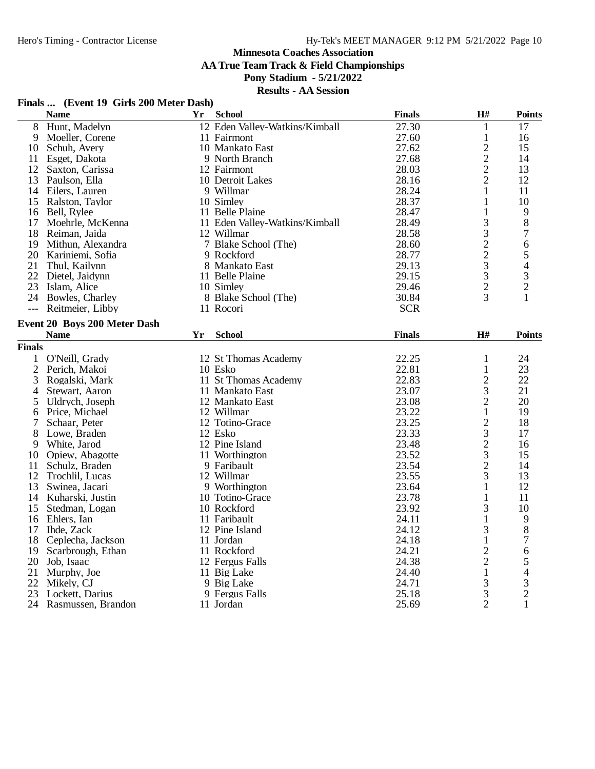**Minnesota Coaches Association**
**AA True Team Track & Field Championships**
**Pony Stadium - 5/21/2022**
**Results - AA Session**

### Finals ... (Event 19 Girls 200 Meter Dash)

| | Name | Yr | School | Finals | H# | Points |
|---|---|---|---|---|---|---|
| 8 | Hunt, Madelyn | 12 | Eden Valley-Watkins/Kimball | 27.30 | 1 | 17 |
| 9 | Moeller, Corene | 11 | Fairmont | 27.60 | 1 | 16 |
| 10 | Schuh, Avery | 10 | Mankato East | 27.62 | 2 | 15 |
| 11 | Esget, Dakota | 9 | North Branch | 27.68 | 2 | 14 |
| 12 | Saxton, Carissa | 12 | Fairmont | 28.03 | 2 | 13 |
| 13 | Paulson, Ella | 10 | Detroit Lakes | 28.16 | 2 | 12 |
| 14 | Eilers, Lauren | 9 | Willmar | 28.24 | 1 | 11 |
| 15 | Ralston, Taylor | 10 | Simley | 28.37 | 1 | 10 |
| 16 | Bell, Rylee | 11 | Belle Plaine | 28.47 | 1 | 9 |
| 17 | Moehrle, McKenna | 11 | Eden Valley-Watkins/Kimball | 28.49 | 3 | 8 |
| 18 | Reiman, Jaida | 12 | Willmar | 28.58 | 3 | 7 |
| 19 | Mithun, Alexandra | 7 | Blake School (The) | 28.60 | 2 | 6 |
| 20 | Kariniemi, Sofia | 9 | Rockford | 28.77 | 2 | 5 |
| 21 | Thul, Kailynn | 8 | Mankato East | 29.13 | 3 | 4 |
| 22 | Dietel, Jaidynn | 11 | Belle Plaine | 29.15 | 3 | 3 |
| 23 | Islam, Alice | 10 | Simley | 29.46 | 2 | 2 |
| 24 | Bowles, Charley | 8 | Blake School (The) | 30.84 | 3 | 1 |
| --- | Reitmeier, Libby | 11 | Rocori | SCR | | |

### Event 20 Boys 200 Meter Dash

| | Name | Yr | School | Finals | H# | Points |
|---|---|---|---|---|---|---|
| **Finals** | | | | | | |
| 1 | O'Neill, Grady | 12 | St Thomas Academy | 22.25 | 1 | 24 |
| 2 | Perich, Makoi | 10 | Esko | 22.81 | 1 | 23 |
| 3 | Rogalski, Mark | 11 | St Thomas Academy | 22.83 | 2 | 22 |
| 4 | Stewart, Aaron | 11 | Mankato East | 23.07 | 3 | 21 |
| 5 | Uldrych, Joseph | 12 | Mankato East | 23.08 | 2 | 20 |
| 6 | Price, Michael | 12 | Willmar | 23.22 | 1 | 19 |
| 7 | Schaar, Peter | 12 | Totino-Grace | 23.25 | 2 | 18 |
| 8 | Lowe, Braden | 12 | Esko | 23.33 | 3 | 17 |
| 9 | White, Jarod | 12 | Pine Island | 23.48 | 2 | 16 |
| 10 | Opiew, Abagotte | 11 | Worthington | 23.52 | 3 | 15 |
| 11 | Schulz, Braden | 9 | Faribault | 23.54 | 2 | 14 |
| 12 | Trochlil, Lucas | 12 | Willmar | 23.55 | 3 | 13 |
| 13 | Swinea, Jacari | 9 | Worthington | 23.64 | 1 | 12 |
| 14 | Kuharski, Justin | 10 | Totino-Grace | 23.78 | 1 | 11 |
| 15 | Stedman, Logan | 10 | Rockford | 23.92 | 3 | 10 |
| 16 | Ehlers, Ian | 11 | Faribault | 24.11 | 1 | 9 |
| 17 | Ihde, Zack | 12 | Pine Island | 24.12 | 3 | 8 |
| 18 | Ceplecha, Jackson | 11 | Jordan | 24.18 | 1 | 7 |
| 19 | Scarbrough, Ethan | 11 | Rockford | 24.21 | 2 | 6 |
| 20 | Job, Isaac | 12 | Fergus Falls | 24.38 | 2 | 5 |
| 21 | Murphy, Joe | 11 | Big Lake | 24.40 | 1 | 4 |
| 22 | Mikely, CJ | 9 | Big Lake | 24.71 | 3 | 3 |
| 23 | Lockett, Darius | 9 | Fergus Falls | 25.18 | 3 | 2 |
| 24 | Rasmussen, Brandon | 11 | Jordan | 25.69 | 2 | 1 |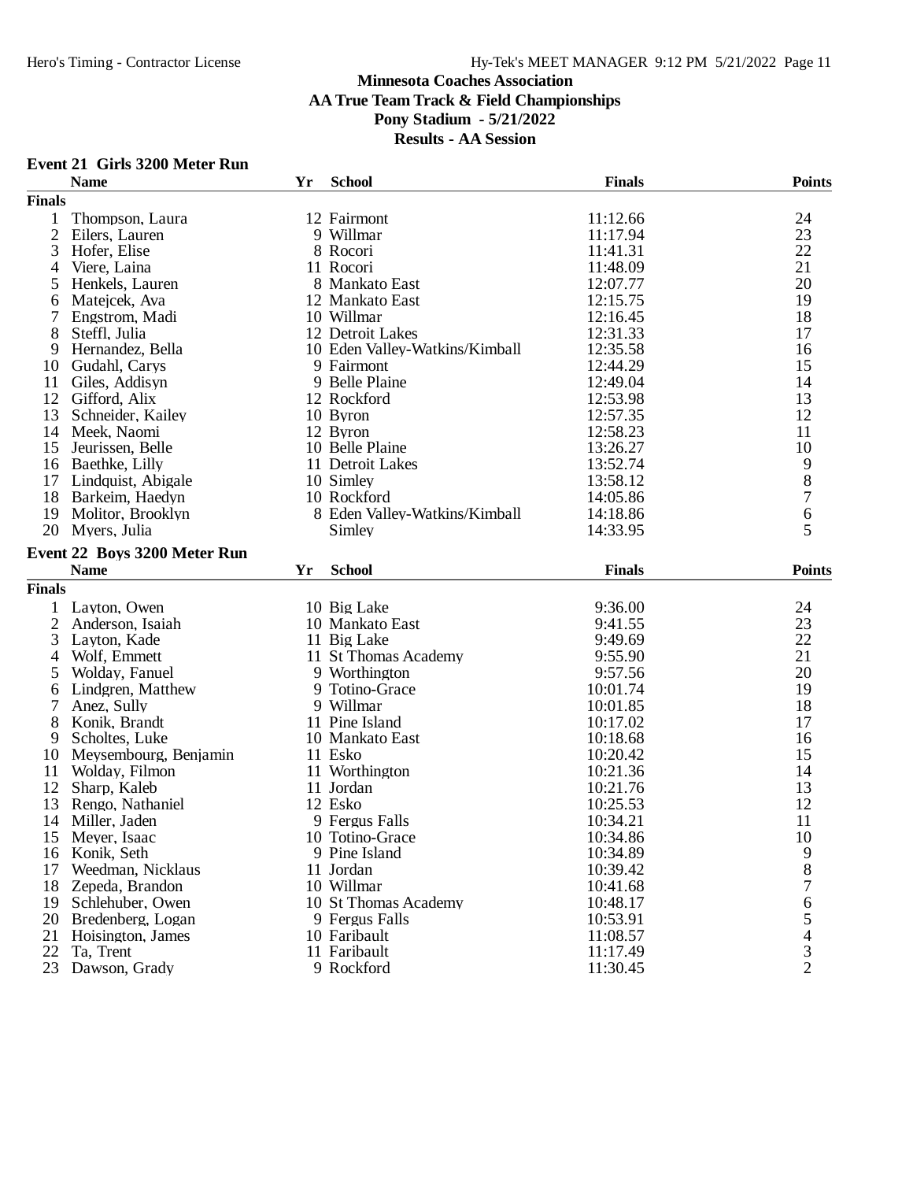## Minnesota Coaches Association
## AA True Team Track & Field Championships
## Pony Stadium - 5/21/2022
## Results - AA Session

### Event 21 Girls 3200 Meter Run

| | Name | Yr | School | Finals | Points |
|---|---|---|---|---|---|
| **Finals** | | | | | |
| 1 | Thompson, Laura | 12 | Fairmont | 11:12.66 | 24 |
| 2 | Eilers, Lauren | 9 | Willmar | 11:17.94 | 23 |
| 3 | Hofer, Elise | 8 | Rocori | 11:41.31 | 22 |
| 4 | Viere, Laina | 11 | Rocori | 11:48.09 | 21 |
| 5 | Henkels, Lauren | 8 | Mankato East | 12:07.77 | 20 |
| 6 | Matejcek, Ava | 12 | Mankato East | 12:15.75 | 19 |
| 7 | Engstrom, Madi | 10 | Willmar | 12:16.45 | 18 |
| 8 | Steffl, Julia | 12 | Detroit Lakes | 12:31.33 | 17 |
| 9 | Hernandez, Bella | 10 | Eden Valley-Watkins/Kimball | 12:35.58 | 16 |
| 10 | Gudahl, Carys | 9 | Fairmont | 12:44.29 | 15 |
| 11 | Giles, Addisyn | 9 | Belle Plaine | 12:49.04 | 14 |
| 12 | Gifford, Alix | 12 | Rockford | 12:53.98 | 13 |
| 13 | Schneider, Kailey | 10 | Byron | 12:57.35 | 12 |
| 14 | Meek, Naomi | 12 | Byron | 12:58.23 | 11 |
| 15 | Jeurissen, Belle | 10 | Belle Plaine | 13:26.27 | 10 |
| 16 | Baethke, Lilly | 11 | Detroit Lakes | 13:52.74 | 9 |
| 17 | Lindquist, Abigale | 10 | Simley | 13:58.12 | 8 |
| 18 | Barkeim, Haedyn | 10 | Rockford | 14:05.86 | 7 |
| 19 | Molitor, Brooklyn | 8 | Eden Valley-Watkins/Kimball | 14:18.86 | 6 |
| 20 | Myers, Julia | | Simley | 14:33.95 | 5 |

### Event 22 Boys 3200 Meter Run

| | Name | Yr | School | Finals | Points |
|---|---|---|---|---|---|
| **Finals** | | | | | |
| 1 | Layton, Owen | 10 | Big Lake | 9:36.00 | 24 |
| 2 | Anderson, Isaiah | 10 | Mankato East | 9:41.55 | 23 |
| 3 | Layton, Kade | 11 | Big Lake | 9:49.69 | 22 |
| 4 | Wolf, Emmett | 11 | St Thomas Academy | 9:55.90 | 21 |
| 5 | Wolday, Fanuel | 9 | Worthington | 9:57.56 | 20 |
| 6 | Lindgren, Matthew | 9 | Totino-Grace | 10:01.74 | 19 |
| 7 | Anez, Sully | 9 | Willmar | 10:01.85 | 18 |
| 8 | Konik, Brandt | 11 | Pine Island | 10:17.02 | 17 |
| 9 | Scholtes, Luke | 10 | Mankato East | 10:18.68 | 16 |
| 10 | Meysembourg, Benjamin | 11 | Esko | 10:20.42 | 15 |
| 11 | Wolday, Filmon | 11 | Worthington | 10:21.36 | 14 |
| 12 | Sharp, Kaleb | 11 | Jordan | 10:21.76 | 13 |
| 13 | Rengo, Nathaniel | 12 | Esko | 10:25.53 | 12 |
| 14 | Miller, Jaden | 9 | Fergus Falls | 10:34.21 | 11 |
| 15 | Meyer, Isaac | 10 | Totino-Grace | 10:34.86 | 10 |
| 16 | Konik, Seth | 9 | Pine Island | 10:34.89 | 9 |
| 17 | Weedman, Nicklaus | 11 | Jordan | 10:39.42 | 8 |
| 18 | Zepeda, Brandon | 10 | Willmar | 10:41.68 | 7 |
| 19 | Schlehuber, Owen | 10 | St Thomas Academy | 10:48.17 | 6 |
| 20 | Bredenberg, Logan | 9 | Fergus Falls | 10:53.91 | 5 |
| 21 | Hoisington, James | 10 | Faribault | 11:08.57 | 4 |
| 22 | Ta, Trent | 11 | Faribault | 11:17.49 | 3 |
| 23 | Dawson, Grady | 9 | Rockford | 11:30.45 | 2 |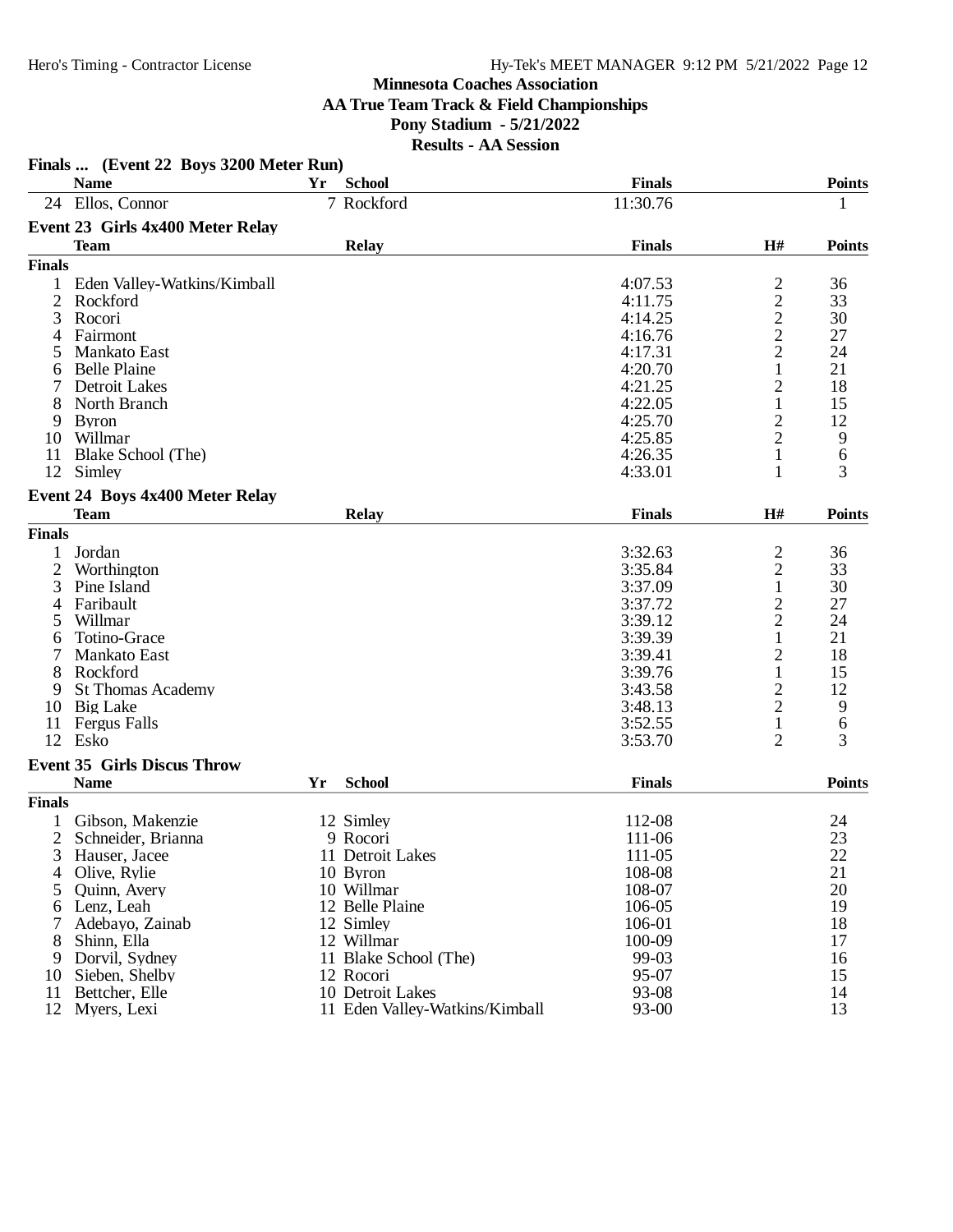# Minnesota Coaches Association
## AA True Team Track & Field Championships
### Pony Stadium - 5/21/2022
### Results - AA Session

**Finals ... (Event 22 Boys 3200 Meter Run)**

| | Name | Yr | School | Finals | Points |
|---|---|---|---|---|---|
| 24 | Ellos, Connor | 7 | Rockford | 11:30.76 | 1 |

**Event 23 Girls 4x400 Meter Relay**

| | Team | Relay | Finals | H# | Points |
|---|---|---|---|---|---|
| **Finals** | | | | | |
| 1 | Eden Valley-Watkins/Kimball | | 4:07.53 | 2 | 36 |
| 2 | Rockford | | 4:11.75 | 2 | 33 |
| 3 | Rocori | | 4:14.25 | 2 | 30 |
| 4 | Fairmont | | 4:16.76 | 2 | 27 |
| 5 | Mankato East | | 4:17.31 | 2 | 24 |
| 6 | Belle Plaine | | 4:20.70 | 1 | 21 |
| 7 | Detroit Lakes | | 4:21.25 | 2 | 18 |
| 8 | North Branch | | 4:22.05 | 1 | 15 |
| 9 | Byron | | 4:25.70 | 2 | 12 |
| 10 | Willmar | | 4:25.85 | 2 | 9 |
| 11 | Blake School (The) | | 4:26.35 | 1 | 6 |
| 12 | Simley | | 4:33.01 | 1 | 3 |

**Event 24 Boys 4x400 Meter Relay**

| | Team | Relay | Finals | H# | Points |
|---|---|---|---|---|---|
| **Finals** | | | | | |
| 1 | Jordan | | 3:32.63 | 2 | 36 |
| 2 | Worthington | | 3:35.84 | 2 | 33 |
| 3 | Pine Island | | 3:37.09 | 1 | 30 |
| 4 | Faribault | | 3:37.72 | 2 | 27 |
| 5 | Willmar | | 3:39.12 | 2 | 24 |
| 6 | Totino-Grace | | 3:39.39 | 1 | 21 |
| 7 | Mankato East | | 3:39.41 | 2 | 18 |
| 8 | Rockford | | 3:39.76 | 1 | 15 |
| 9 | St Thomas Academy | | 3:43.58 | 2 | 12 |
| 10 | Big Lake | | 3:48.13 | 2 | 9 |
| 11 | Fergus Falls | | 3:52.55 | 1 | 6 |
| 12 | Esko | | 3:53.70 | 2 | 3 |

**Event 35 Girls Discus Throw**

| | Name | Yr | School | Finals | Points |
|---|---|---|---|---|---|
| **Finals** | | | | | |
| 1 | Gibson, Makenzie | 12 | Simley | 112-08 | 24 |
| 2 | Schneider, Brianna | 9 | Rocori | 111-06 | 23 |
| 3 | Hauser, Jacee | 11 | Detroit Lakes | 111-05 | 22 |
| 4 | Olive, Rylie | 10 | Byron | 108-08 | 21 |
| 5 | Quinn, Avery | 10 | Willmar | 108-07 | 20 |
| 6 | Lenz, Leah | 12 | Belle Plaine | 106-05 | 19 |
| 7 | Adebayo, Zainab | 12 | Simley | 106-01 | 18 |
| 8 | Shinn, Ella | 12 | Willmar | 100-09 | 17 |
| 9 | Dorvil, Sydney | 11 | Blake School (The) | 99-03 | 16 |
| 10 | Sieben, Shelby | 12 | Rocori | 95-07 | 15 |
| 11 | Bettcher, Elle | 10 | Detroit Lakes | 93-08 | 14 |
| 12 | Myers, Lexi | 11 | Eden Valley-Watkins/Kimball | 93-00 | 13 |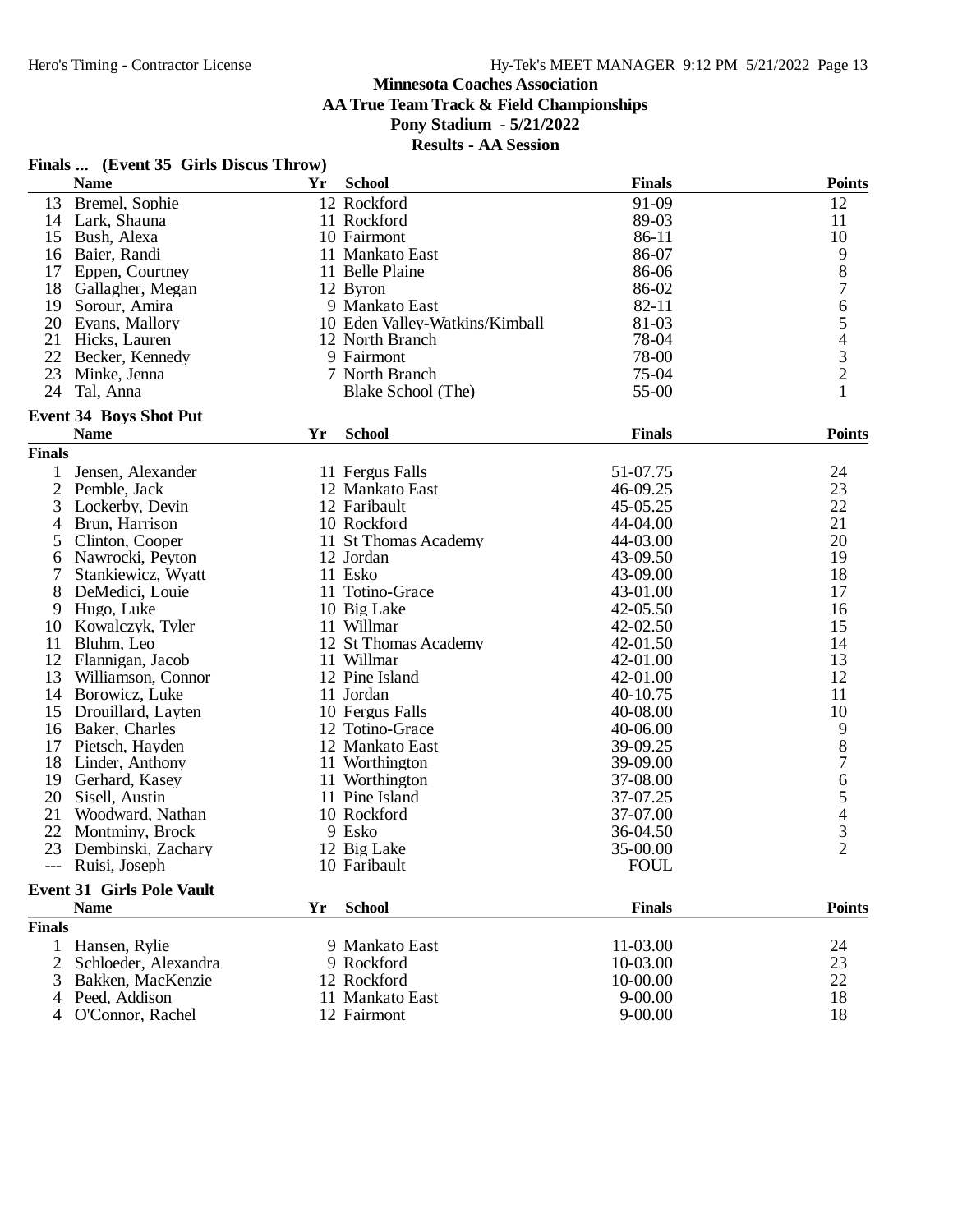# Minnesota Coaches Association

## AA True Team Track & Field Championships

### Pony Stadium - 5/21/2022

### Results - AA Session

**Finals ... (Event 35 Girls Discus Throw)**

| | Name | Yr | School | Finals | Points |
|---|---|---|---|---|---|
| 13 | Bremel, Sophie | 12 | Rockford | 91-09 | 12 |
| 14 | Lark, Shauna | 11 | Rockford | 89-03 | 11 |
| 15 | Bush, Alexa | 10 | Fairmont | 86-11 | 10 |
| 16 | Baier, Randi | 11 | Mankato East | 86-07 | 9 |
| 17 | Eppen, Courtney | 11 | Belle Plaine | 86-06 | 8 |
| 18 | Gallagher, Megan | 12 | Byron | 86-02 | 7 |
| 19 | Sorour, Amira | 9 | Mankato East | 82-11 | 6 |
| 20 | Evans, Mallory | 10 | Eden Valley-Watkins/Kimball | 81-03 | 5 |
| 21 | Hicks, Lauren | 12 | North Branch | 78-04 | 4 |
| 22 | Becker, Kennedy | 9 | Fairmont | 78-00 | 3 |
| 23 | Minke, Jenna | 7 | North Branch | 75-04 | 2 |
| 24 | Tal, Anna | | Blake School (The) | 55-00 | 1 |

**Event 34 Boys Shot Put**

| | Name | Yr | School | Finals | Points |
|---|---|---|---|---|---|
| **Finals** | | | | | |
| 1 | Jensen, Alexander | 11 | Fergus Falls | 51-07.75 | 24 |
| 2 | Pemble, Jack | 12 | Mankato East | 46-09.25 | 23 |
| 3 | Lockerby, Devin | 12 | Faribault | 45-05.25 | 22 |
| 4 | Brun, Harrison | 10 | Rockford | 44-04.00 | 21 |
| 5 | Clinton, Cooper | 11 | St Thomas Academy | 44-03.00 | 20 |
| 6 | Nawrocki, Peyton | 12 | Jordan | 43-09.50 | 19 |
| 7 | Stankiewicz, Wyatt | 11 | Esko | 43-09.00 | 18 |
| 8 | DeMedici, Louie | 11 | Totino-Grace | 43-01.00 | 17 |
| 9 | Hugo, Luke | 10 | Big Lake | 42-05.50 | 16 |
| 10 | Kowalczyk, Tyler | 11 | Willmar | 42-02.50 | 15 |
| 11 | Bluhm, Leo | 12 | St Thomas Academy | 42-01.50 | 14 |
| 12 | Flannigan, Jacob | 11 | Willmar | 42-01.00 | 13 |
| 13 | Williamson, Connor | 12 | Pine Island | 42-01.00 | 12 |
| 14 | Borowicz, Luke | 11 | Jordan | 40-10.75 | 11 |
| 15 | Drouillard, Layten | 10 | Fergus Falls | 40-08.00 | 10 |
| 16 | Baker, Charles | 12 | Totino-Grace | 40-06.00 | 9 |
| 17 | Pietsch, Hayden | 12 | Mankato East | 39-09.25 | 8 |
| 18 | Linder, Anthony | 11 | Worthington | 39-09.00 | 7 |
| 19 | Gerhard, Kasey | 11 | Worthington | 37-08.00 | 6 |
| 20 | Sisell, Austin | 11 | Pine Island | 37-07.25 | 5 |
| 21 | Woodward, Nathan | 10 | Rockford | 37-07.00 | 4 |
| 22 | Montminy, Brock | 9 | Esko | 36-04.50 | 3 |
| 23 | Dembinski, Zachary | 12 | Big Lake | 35-00.00 | 2 |
| --- | Ruisi, Joseph | 10 | Faribault | FOUL | |

**Event 31 Girls Pole Vault**

| | Name | Yr | School | Finals | Points |
|---|---|---|---|---|---|
| **Finals** | | | | | |
| 1 | Hansen, Rylie | 9 | Mankato East | 11-03.00 | 24 |
| 2 | Schloeder, Alexandra | 9 | Rockford | 10-03.00 | 23 |
| 3 | Bakken, MacKenzie | 12 | Rockford | 10-00.00 | 22 |
| 4 | Peed, Addison | 11 | Mankato East | 9-00.00 | 18 |
| 4 | O'Connor, Rachel | 12 | Fairmont | 9-00.00 | 18 |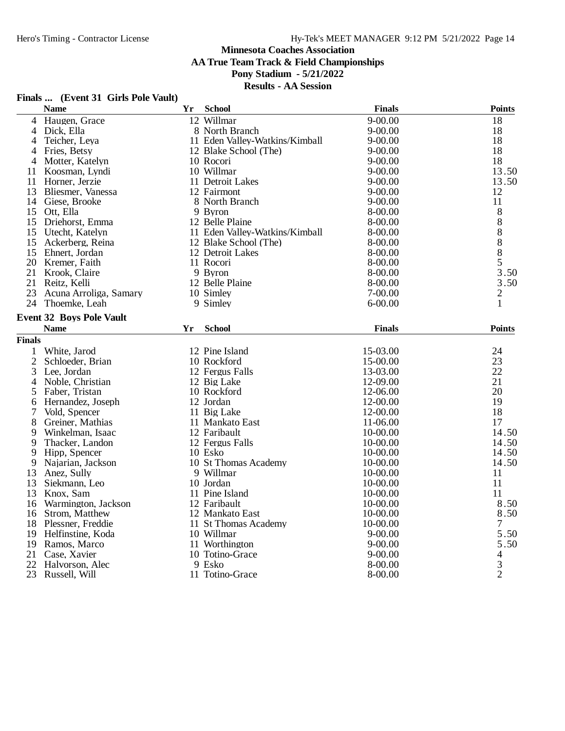**Minnesota Coaches Association**
**AA True Team Track & Field Championships**
**Pony Stadium - 5/21/2022**
**Results - AA Session**

### Finals ... (Event 31 Girls Pole Vault)

| | Name | Yr | School | Finals | Points |
|---|---|---|---|---|---|
| 4 | Haugen, Grace | 12 | Willmar | 9-00.00 | 18 |
| 4 | Dick, Ella | 8 | North Branch | 9-00.00 | 18 |
| 4 | Teicher, Leya | 11 | Eden Valley-Watkins/Kimball | 9-00.00 | 18 |
| 4 | Fries, Betsy | 12 | Blake School (The) | 9-00.00 | 18 |
| 4 | Motter, Katelyn | 10 | Rocori | 9-00.00 | 18 |
| 11 | Koosman, Lyndi | 10 | Willmar | 9-00.00 | 13.50 |
| 11 | Horner, Jerzie | 11 | Detroit Lakes | 9-00.00 | 13.50 |
| 13 | Bliesmer, Vanessa | 12 | Fairmont | 9-00.00 | 12 |
| 14 | Giese, Brooke | 8 | North Branch | 9-00.00 | 11 |
| 15 | Ott, Ella | 9 | Byron | 8-00.00 | 8 |
| 15 | Driehorst, Emma | 12 | Belle Plaine | 8-00.00 | 8 |
| 15 | Utecht, Katelyn | 11 | Eden Valley-Watkins/Kimball | 8-00.00 | 8 |
| 15 | Ackerberg, Reina | 12 | Blake School (The) | 8-00.00 | 8 |
| 15 | Ehnert, Jordan | 12 | Detroit Lakes | 8-00.00 | 8 |
| 20 | Kremer, Faith | 11 | Rocori | 8-00.00 | 5 |
| 21 | Krook, Claire | 9 | Byron | 8-00.00 | 3.50 |
| 21 | Reitz, Kelli | 12 | Belle Plaine | 8-00.00 | 3.50 |
| 23 | Acuna Arroliga, Samary | 10 | Simley | 7-00.00 | 2 |
| 24 | Thoemke, Leah | 9 | Simley | 6-00.00 | 1 |

### Event 32 Boys Pole Vault

| | Name | Yr | School | Finals | Points |
|---|---|---|---|---|---|
| **Finals** | | | | | |
| 1 | White, Jarod | 12 | Pine Island | 15-03.00 | 24 |
| 2 | Schloeder, Brian | 10 | Rockford | 15-00.00 | 23 |
| 3 | Lee, Jordan | 12 | Fergus Falls | 13-03.00 | 22 |
| 4 | Noble, Christian | 12 | Big Lake | 12-09.00 | 21 |
| 5 | Faber, Tristan | 10 | Rockford | 12-06.00 | 20 |
| 6 | Hernandez, Joseph | 12 | Jordan | 12-00.00 | 19 |
| 7 | Vold, Spencer | 11 | Big Lake | 12-00.00 | 18 |
| 8 | Greiner, Mathias | 11 | Mankato East | 11-06.00 | 17 |
| 9 | Winkelman, Isaac | 12 | Faribault | 10-00.00 | 14.50 |
| 9 | Thacker, Landon | 12 | Fergus Falls | 10-00.00 | 14.50 |
| 9 | Hipp, Spencer | 10 | Esko | 10-00.00 | 14.50 |
| 9 | Najarian, Jackson | 10 | St Thomas Academy | 10-00.00 | 14.50 |
| 13 | Anez, Sully | 9 | Willmar | 10-00.00 | 11 |
| 13 | Siekmann, Leo | 10 | Jordan | 10-00.00 | 11 |
| 13 | Knox, Sam | 11 | Pine Island | 10-00.00 | 11 |
| 16 | Warmington, Jackson | 12 | Faribault | 10-00.00 | 8.50 |
| 16 | Strom, Matthew | 12 | Mankato East | 10-00.00 | 8.50 |
| 18 | Plessner, Freddie | 11 | St Thomas Academy | 10-00.00 | 7 |
| 19 | Helfinstine, Koda | 10 | Willmar | 9-00.00 | 5.50 |
| 19 | Ramos, Marco | 11 | Worthington | 9-00.00 | 5.50 |
| 21 | Case, Xavier | 10 | Totino-Grace | 9-00.00 | 4 |
| 22 | Halvorson, Alec | 9 | Esko | 8-00.00 | 3 |
| 23 | Russell, Will | 11 | Totino-Grace | 8-00.00 | 2 |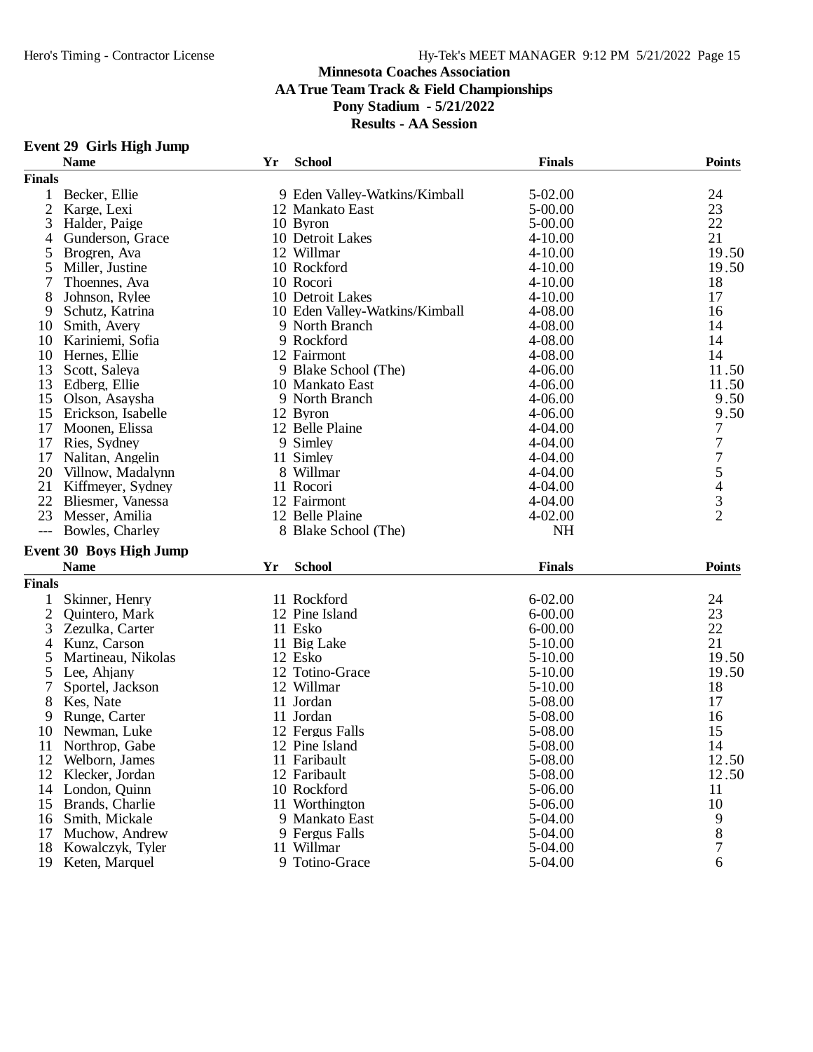Hero's Timing - Contractor License

# Minnesota Coaches Association
## AA True Team Track & Field Championships
### Pony Stadium - 5/21/2022
### Results - AA Session

### Event 29 Girls High Jump

| | Name | Yr | School | Finals | Points |
|---|---|---|---|---|---|
| **Finals** | | | | | |
| 1 | Becker, Ellie | 9 | Eden Valley-Watkins/Kimball | 5-02.00 | 24 |
| 2 | Karge, Lexi | 12 | Mankato East | 5-00.00 | 23 |
| 3 | Halder, Paige | 10 | Byron | 5-00.00 | 22 |
| 4 | Gunderson, Grace | 10 | Detroit Lakes | 4-10.00 | 21 |
| 5 | Brogren, Ava | 12 | Willmar | 4-10.00 | 19.50 |
| 5 | Miller, Justine | 10 | Rockford | 4-10.00 | 19.50 |
| 7 | Thoennes, Ava | 10 | Rocori | 4-10.00 | 18 |
| 8 | Johnson, Rylee | 10 | Detroit Lakes | 4-10.00 | 17 |
| 9 | Schutz, Katrina | 10 | Eden Valley-Watkins/Kimball | 4-08.00 | 16 |
| 10 | Smith, Avery | 9 | North Branch | 4-08.00 | 14 |
| 10 | Kariniemi, Sofia | 9 | Rockford | 4-08.00 | 14 |
| 10 | Hernes, Ellie | 12 | Fairmont | 4-08.00 | 14 |
| 13 | Scott, Saleya | 9 | Blake School (The) | 4-06.00 | 11.50 |
| 13 | Edberg, Ellie | 10 | Mankato East | 4-06.00 | 11.50 |
| 15 | Olson, Asaysha | 9 | North Branch | 4-06.00 | 9.50 |
| 15 | Erickson, Isabelle | 12 | Byron | 4-06.00 | 9.50 |
| 17 | Moonen, Elissa | 12 | Belle Plaine | 4-04.00 | 7 |
| 17 | Ries, Sydney | 9 | Simley | 4-04.00 | 7 |
| 17 | Nalitan, Angelin | 11 | Simley | 4-04.00 | 7 |
| 20 | Villnow, Madalynn | 8 | Willmar | 4-04.00 | 5 |
| 21 | Kiffmeyer, Sydney | 11 | Rocori | 4-04.00 | 4 |
| 22 | Bliesmer, Vanessa | 12 | Fairmont | 4-04.00 | 3 |
| 23 | Messer, Amilia | 12 | Belle Plaine | 4-02.00 | 2 |
| --- | Bowles, Charley | 8 | Blake School (The) | NH | |

### Event 30 Boys High Jump

| | Name | Yr | School | Finals | Points |
|---|---|---|---|---|---|
| **Finals** | | | | | |
| 1 | Skinner, Henry | 11 | Rockford | 6-02.00 | 24 |
| 2 | Quintero, Mark | 12 | Pine Island | 6-00.00 | 23 |
| 3 | Zezulka, Carter | 11 | Esko | 6-00.00 | 22 |
| 4 | Kunz, Carson | 11 | Big Lake | 5-10.00 | 21 |
| 5 | Martineau, Nikolas | 12 | Esko | 5-10.00 | 19.50 |
| 5 | Lee, Ahjany | 12 | Totino-Grace | 5-10.00 | 19.50 |
| 7 | Sportel, Jackson | 12 | Willmar | 5-10.00 | 18 |
| 8 | Kes, Nate | 11 | Jordan | 5-08.00 | 17 |
| 9 | Runge, Carter | 11 | Jordan | 5-08.00 | 16 |
| 10 | Newman, Luke | 12 | Fergus Falls | 5-08.00 | 15 |
| 11 | Northrop, Gabe | 12 | Pine Island | 5-08.00 | 14 |
| 12 | Welborn, James | 11 | Faribault | 5-08.00 | 12.50 |
| 12 | Klecker, Jordan | 12 | Faribault | 5-08.00 | 12.50 |
| 14 | London, Quinn | 10 | Rockford | 5-06.00 | 11 |
| 15 | Brands, Charlie | 11 | Worthington | 5-06.00 | 10 |
| 16 | Smith, Mickale | 9 | Mankato East | 5-04.00 | 9 |
| 17 | Muchow, Andrew | 9 | Fergus Falls | 5-04.00 | 8 |
| 18 | Kowalczyk, Tyler | 11 | Willmar | 5-04.00 | 7 |
| 19 | Keten, Marquel | 9 | Totino-Grace | 5-04.00 | 6 |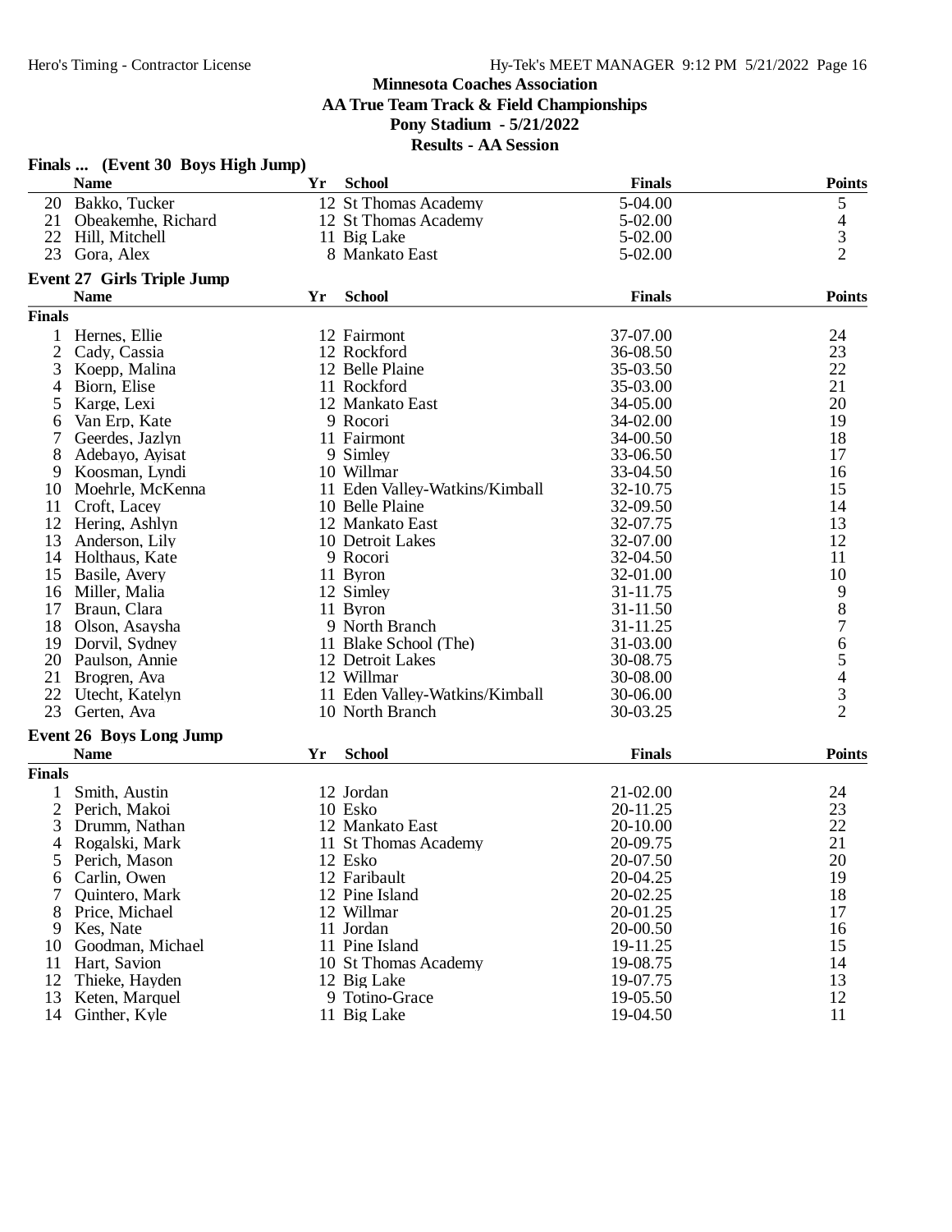## Minnesota Coaches Association
## AA True Team Track & Field Championships
## Pony Stadium - 5/21/2022
## Results - AA Session

### Finals ... (Event 30 Boys High Jump)

| | Name | Yr | School | Finals | Points |
|---|---|---|---|---|---|
| 20 | Bakko, Tucker | 12 | St Thomas Academy | 5-04.00 | 5 |
| 21 | Obeakemhe, Richard | 12 | St Thomas Academy | 5-02.00 | 4 |
| 22 | Hill, Mitchell | 11 | Big Lake | 5-02.00 | 3 |
| 23 | Gora, Alex | 8 | Mankato East | 5-02.00 | 2 |

### Event 27 Girls Triple Jump

| | Name | Yr | School | Finals | Points |
|---|---|---|---|---|---|
| **Finals** | | | | | |
| 1 | Hernes, Ellie | 12 | Fairmont | 37-07.00 | 24 |
| 2 | Cady, Cassia | 12 | Rockford | 36-08.50 | 23 |
| 3 | Koepp, Malina | 12 | Belle Plaine | 35-03.50 | 22 |
| 4 | Biorn, Elise | 11 | Rockford | 35-03.00 | 21 |
| 5 | Karge, Lexi | 12 | Mankato East | 34-05.00 | 20 |
| 6 | Van Erp, Kate | 9 | Rocori | 34-02.00 | 19 |
| 7 | Geerdes, Jazlyn | 11 | Fairmont | 34-00.50 | 18 |
| 8 | Adebayo, Ayisat | 9 | Simley | 33-06.50 | 17 |
| 9 | Koosman, Lyndi | 10 | Willmar | 33-04.50 | 16 |
| 10 | Moehrle, McKenna | 11 | Eden Valley-Watkins/Kimball | 32-10.75 | 15 |
| 11 | Croft, Lacey | 10 | Belle Plaine | 32-09.50 | 14 |
| 12 | Hering, Ashlyn | 12 | Mankato East | 32-07.75 | 13 |
| 13 | Anderson, Lily | 10 | Detroit Lakes | 32-07.00 | 12 |
| 14 | Holthaus, Kate | 9 | Rocori | 32-04.50 | 11 |
| 15 | Basile, Avery | 11 | Byron | 32-01.00 | 10 |
| 16 | Miller, Malia | 12 | Simley | 31-11.75 | 9 |
| 17 | Braun, Clara | 11 | Byron | 31-11.50 | 8 |
| 18 | Olson, Asaysha | 9 | North Branch | 31-11.25 | 7 |
| 19 | Dorvil, Sydney | 11 | Blake School (The) | 31-03.00 | 6 |
| 20 | Paulson, Annie | 12 | Detroit Lakes | 30-08.75 | 5 |
| 21 | Brogren, Ava | 12 | Willmar | 30-08.00 | 4 |
| 22 | Utecht, Katelyn | 11 | Eden Valley-Watkins/Kimball | 30-06.00 | 3 |
| 23 | Gerten, Ava | 10 | North Branch | 30-03.25 | 2 |

### Event 26 Boys Long Jump

| | Name | Yr | School | Finals | Points |
|---|---|---|---|---|---|
| **Finals** | | | | | |
| 1 | Smith, Austin | 12 | Jordan | 21-02.00 | 24 |
| 2 | Perich, Makoi | 10 | Esko | 20-11.25 | 23 |
| 3 | Drumm, Nathan | 12 | Mankato East | 20-10.00 | 22 |
| 4 | Rogalski, Mark | 11 | St Thomas Academy | 20-09.75 | 21 |
| 5 | Perich, Mason | 12 | Esko | 20-07.50 | 20 |
| 6 | Carlin, Owen | 12 | Faribault | 20-04.25 | 19 |
| 7 | Quintero, Mark | 12 | Pine Island | 20-02.25 | 18 |
| 8 | Price, Michael | 12 | Willmar | 20-01.25 | 17 |
| 9 | Kes, Nate | 11 | Jordan | 20-00.50 | 16 |
| 10 | Goodman, Michael | 11 | Pine Island | 19-11.25 | 15 |
| 11 | Hart, Savion | 10 | St Thomas Academy | 19-08.75 | 14 |
| 12 | Thieke, Hayden | 12 | Big Lake | 19-07.75 | 13 |
| 13 | Keten, Marquel | 9 | Totino-Grace | 19-05.50 | 12 |
| 14 | Ginther, Kyle | 11 | Big Lake | 19-04.50 | 11 |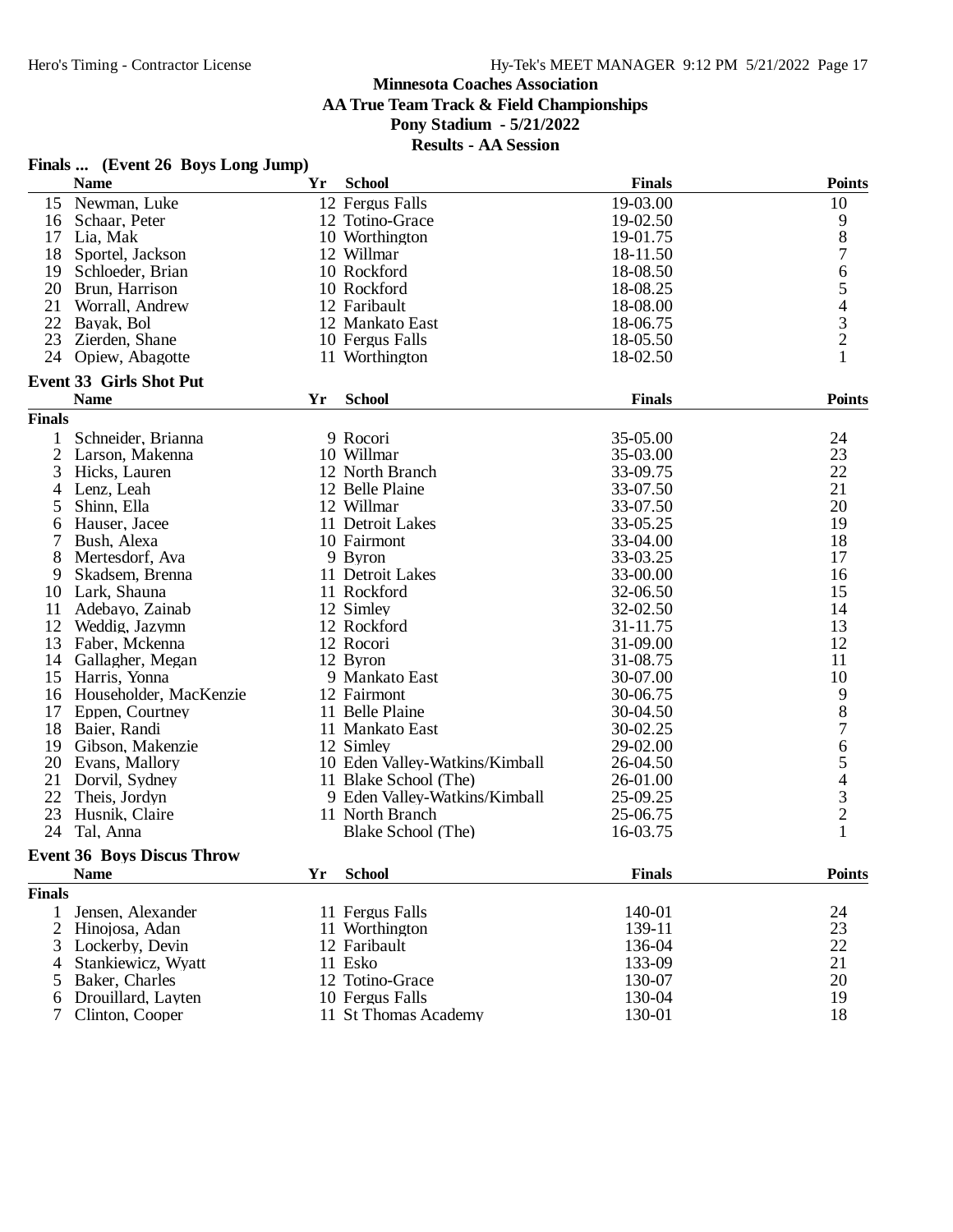## Minnesota Coaches Association

## AA True Team Track & Field Championships

## Pony Stadium - 5/21/2022

## Results - AA Session

### Finals ... (Event 26 Boys Long Jump)

| | Name | Yr | School | Finals | Points |
|---|---|---|---|---|---|
| 15 | Newman, Luke | 12 | Fergus Falls | 19-03.00 | 10 |
| 16 | Schaar, Peter | 12 | Totino-Grace | 19-02.50 | 9 |
| 17 | Lia, Mak | 10 | Worthington | 19-01.75 | 8 |
| 18 | Sportel, Jackson | 12 | Willmar | 18-11.50 | 7 |
| 19 | Schloeder, Brian | 10 | Rockford | 18-08.50 | 6 |
| 20 | Brun, Harrison | 10 | Rockford | 18-08.25 | 5 |
| 21 | Worrall, Andrew | 12 | Faribault | 18-08.00 | 4 |
| 22 | Bayak, Bol | 12 | Mankato East | 18-06.75 | 3 |
| 23 | Zierden, Shane | 10 | Fergus Falls | 18-05.50 | 2 |
| 24 | Opiew, Abagotte | 11 | Worthington | 18-02.50 | 1 |

### Event 33 Girls Shot Put

| | Name | Yr | School | Finals | Points |
|---|---|---|---|---|---|
| **Finals** | | | | | |
| 1 | Schneider, Brianna | 9 | Rocori | 35-05.00 | 24 |
| 2 | Larson, Makenna | 10 | Willmar | 35-03.00 | 23 |
| 3 | Hicks, Lauren | 12 | North Branch | 33-09.75 | 22 |
| 4 | Lenz, Leah | 12 | Belle Plaine | 33-07.50 | 21 |
| 5 | Shinn, Ella | 12 | Willmar | 33-07.50 | 20 |
| 6 | Hauser, Jacee | 11 | Detroit Lakes | 33-05.25 | 19 |
| 7 | Bush, Alexa | 10 | Fairmont | 33-04.00 | 18 |
| 8 | Mertesdorf, Ava | 9 | Byron | 33-03.25 | 17 |
| 9 | Skadsem, Brenna | 11 | Detroit Lakes | 33-00.00 | 16 |
| 10 | Lark, Shauna | 11 | Rockford | 32-06.50 | 15 |
| 11 | Adebayo, Zainab | 12 | Simley | 32-02.50 | 14 |
| 12 | Weddig, Jazymn | 12 | Rockford | 31-11.75 | 13 |
| 13 | Faber, Mckenna | 12 | Rocori | 31-09.00 | 12 |
| 14 | Gallagher, Megan | 12 | Byron | 31-08.75 | 11 |
| 15 | Harris, Yonna | 9 | Mankato East | 30-07.00 | 10 |
| 16 | Householder, MacKenzie | 12 | Fairmont | 30-06.75 | 9 |
| 17 | Eppen, Courtney | 11 | Belle Plaine | 30-04.50 | 8 |
| 18 | Baier, Randi | 11 | Mankato East | 30-02.25 | 7 |
| 19 | Gibson, Makenzie | 12 | Simley | 29-02.00 | 6 |
| 20 | Evans, Mallory | 10 | Eden Valley-Watkins/Kimball | 26-04.50 | 5 |
| 21 | Dorvil, Sydney | 11 | Blake School (The) | 26-01.00 | 4 |
| 22 | Theis, Jordyn | 9 | Eden Valley-Watkins/Kimball | 25-09.25 | 3 |
| 23 | Husnik, Claire | 11 | North Branch | 25-06.75 | 2 |
| 24 | Tal, Anna | | Blake School (The) | 16-03.75 | 1 |

### Event 36 Boys Discus Throw

| | Name | Yr | School | Finals | Points |
|---|---|---|---|---|---|
| **Finals** | | | | | |
| 1 | Jensen, Alexander | 11 | Fergus Falls | 140-01 | 24 |
| 2 | Hinojosa, Adan | 11 | Worthington | 139-11 | 23 |
| 3 | Lockerby, Devin | 12 | Faribault | 136-04 | 22 |
| 4 | Stankiewicz, Wyatt | 11 | Esko | 133-09 | 21 |
| 5 | Baker, Charles | 12 | Totino-Grace | 130-07 | 20 |
| 6 | Drouillard, Layten | 10 | Fergus Falls | 130-04 | 19 |
| 7 | Clinton, Cooper | 11 | St Thomas Academy | 130-01 | 18 |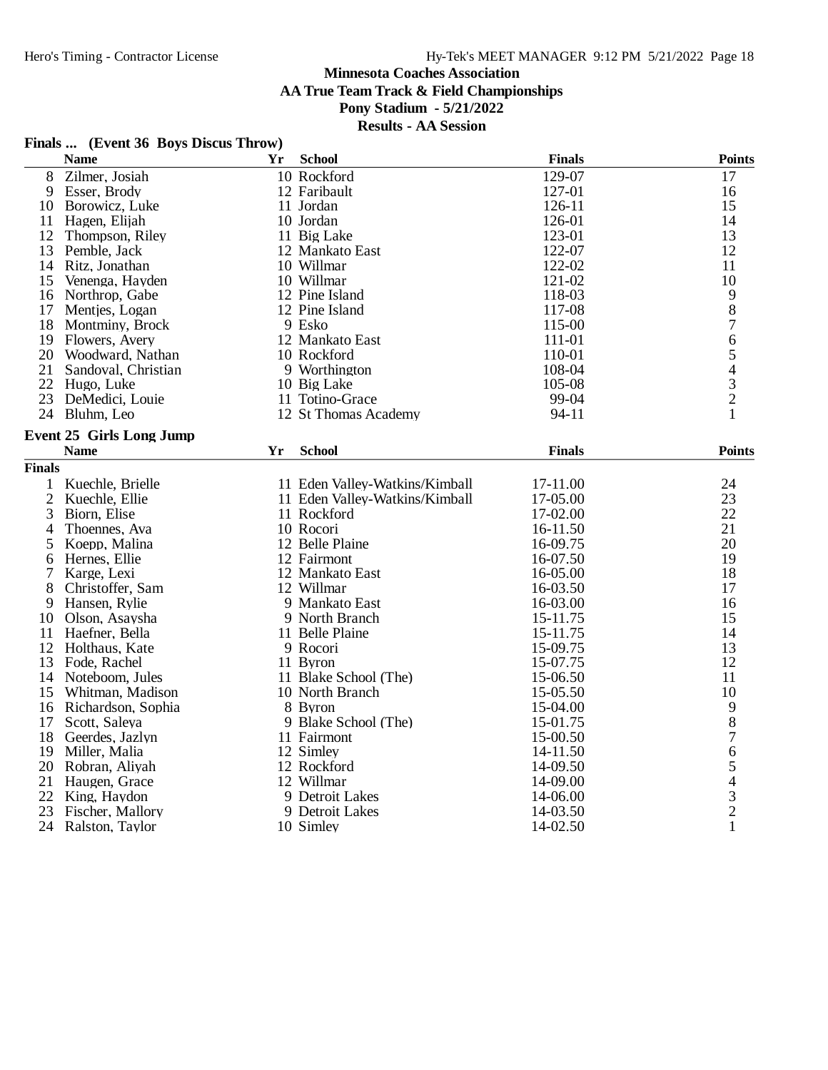## Minnesota Coaches Association
## AA True Team Track & Field Championships
## Pony Stadium - 5/21/2022
## Results - AA Session

### Finals ... (Event 36 Boys Discus Throw)

| | Name | Yr | School | Finals | Points |
|---|---|---|---|---|---|
| 8 | Zilmer, Josiah | 10 | Rockford | 129-07 | 17 |
| 9 | Esser, Brody | 12 | Faribault | 127-01 | 16 |
| 10 | Borowicz, Luke | 11 | Jordan | 126-11 | 15 |
| 11 | Hagen, Elijah | 10 | Jordan | 126-01 | 14 |
| 12 | Thompson, Riley | 11 | Big Lake | 123-01 | 13 |
| 13 | Pemble, Jack | 12 | Mankato East | 122-07 | 12 |
| 14 | Ritz, Jonathan | 10 | Willmar | 122-02 | 11 |
| 15 | Venenga, Hayden | 10 | Willmar | 121-02 | 10 |
| 16 | Northrop, Gabe | 12 | Pine Island | 118-03 | 9 |
| 17 | Mentjes, Logan | 12 | Pine Island | 117-08 | 8 |
| 18 | Montminy, Brock | 9 | Esko | 115-00 | 7 |
| 19 | Flowers, Avery | 12 | Mankato East | 111-01 | 6 |
| 20 | Woodward, Nathan | 10 | Rockford | 110-01 | 5 |
| 21 | Sandoval, Christian | 9 | Worthington | 108-04 | 4 |
| 22 | Hugo, Luke | 10 | Big Lake | 105-08 | 3 |
| 23 | DeMedici, Louie | 11 | Totino-Grace | 99-04 | 2 |
| 24 | Bluhm, Leo | 12 | St Thomas Academy | 94-11 | 1 |

### Event 25 Girls Long Jump

| | Name | Yr | School | Finals | Points |
|---|---|---|---|---|---|
| **Finals** | | | | | |
| 1 | Kuechle, Brielle | 11 | Eden Valley-Watkins/Kimball | 17-11.00 | 24 |
| 2 | Kuechle, Ellie | 11 | Eden Valley-Watkins/Kimball | 17-05.00 | 23 |
| 3 | Biorn, Elise | 11 | Rockford | 17-02.00 | 22 |
| 4 | Thoennes, Ava | 10 | Rocori | 16-11.50 | 21 |
| 5 | Koepp, Malina | 12 | Belle Plaine | 16-09.75 | 20 |
| 6 | Hernes, Ellie | 12 | Fairmont | 16-07.50 | 19 |
| 7 | Karge, Lexi | 12 | Mankato East | 16-05.00 | 18 |
| 8 | Christoffer, Sam | 12 | Willmar | 16-03.50 | 17 |
| 9 | Hansen, Rylie | 9 | Mankato East | 16-03.00 | 16 |
| 10 | Olson, Asaysha | 9 | North Branch | 15-11.75 | 15 |
| 11 | Haefner, Bella | 11 | Belle Plaine | 15-11.75 | 14 |
| 12 | Holthaus, Kate | 9 | Rocori | 15-09.75 | 13 |
| 13 | Fode, Rachel | 11 | Byron | 15-07.75 | 12 |
| 14 | Noteboom, Jules | 11 | Blake School (The) | 15-06.50 | 11 |
| 15 | Whitman, Madison | 10 | North Branch | 15-05.50 | 10 |
| 16 | Richardson, Sophia | 8 | Byron | 15-04.00 | 9 |
| 17 | Scott, Saleya | 9 | Blake School (The) | 15-01.75 | 8 |
| 18 | Geerdes, Jazlyn | 11 | Fairmont | 15-00.50 | 7 |
| 19 | Miller, Malia | 12 | Simley | 14-11.50 | 6 |
| 20 | Robran, Aliyah | 12 | Rockford | 14-09.50 | 5 |
| 21 | Haugen, Grace | 12 | Willmar | 14-09.00 | 4 |
| 22 | King, Haydon | 9 | Detroit Lakes | 14-06.00 | 3 |
| 23 | Fischer, Mallory | 9 | Detroit Lakes | 14-03.50 | 2 |
| 24 | Ralston, Taylor | 10 | Simley | 14-02.50 | 1 |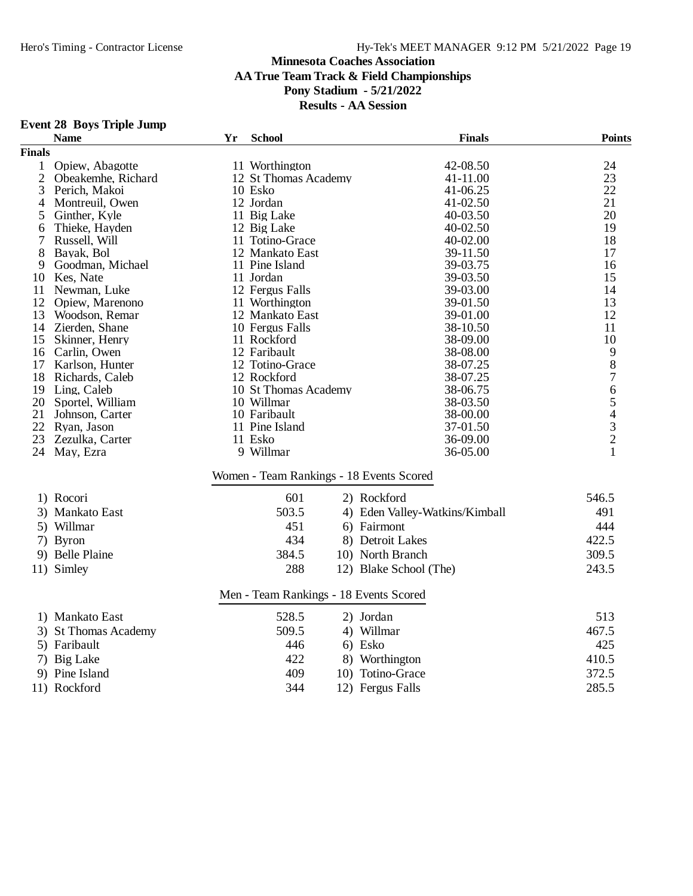## Minnesota Coaches Association
## AA True Team Track & Field Championships
## Pony Stadium - 5/21/2022
## Results - AA Session

### Event 28 Boys Triple Jump

| | Name | Yr | School | Finals | Points |
|---|---|---|---|---|---|
| **Finals** | | | | | |
| 1 | Opiew, Abagotte | 11 | Worthington | 42-08.50 | 24 |
| 2 | Obeakemhe, Richard | 12 | St Thomas Academy | 41-11.00 | 23 |
| 3 | Perich, Makoi | 10 | Esko | 41-06.25 | 22 |
| 4 | Montreuil, Owen | 12 | Jordan | 41-02.50 | 21 |
| 5 | Ginther, Kyle | 11 | Big Lake | 40-03.50 | 20 |
| 6 | Thieke, Hayden | 12 | Big Lake | 40-02.50 | 19 |
| 7 | Russell, Will | 11 | Totino-Grace | 40-02.00 | 18 |
| 8 | Bayak, Bol | 12 | Mankato East | 39-11.50 | 17 |
| 9 | Goodman, Michael | 11 | Pine Island | 39-03.75 | 16 |
| 10 | Kes, Nate | 11 | Jordan | 39-03.50 | 15 |
| 11 | Newman, Luke | 12 | Fergus Falls | 39-03.00 | 14 |
| 12 | Opiew, Marenono | 11 | Worthington | 39-01.50 | 13 |
| 13 | Woodson, Remar | 12 | Mankato East | 39-01.00 | 12 |
| 14 | Zierden, Shane | 10 | Fergus Falls | 38-10.50 | 11 |
| 15 | Skinner, Henry | 11 | Rockford | 38-09.00 | 10 |
| 16 | Carlin, Owen | 12 | Faribault | 38-08.00 | 9 |
| 17 | Karlson, Hunter | 12 | Totino-Grace | 38-07.25 | 8 |
| 18 | Richards, Caleb | 12 | Rockford | 38-07.25 | 7 |
| 19 | Ling, Caleb | 10 | St Thomas Academy | 38-06.75 | 6 |
| 20 | Sportel, William | 10 | Willmar | 38-03.50 | 5 |
| 21 | Johnson, Carter | 10 | Faribault | 38-00.00 | 4 |
| 22 | Ryan, Jason | 11 | Pine Island | 37-01.50 | 3 |
| 23 | Zezulka, Carter | 11 | Esko | 36-09.00 | 2 |
| 24 | May, Ezra | 9 | Willmar | 36-05.00 | 1 |

### Women - Team Rankings - 18 Events Scored

| | | | | | |
|---|---|---|---|---|---|
| 1) | Rocori | 601 | 2) | Rockford | 546.5 |
| 3) | Mankato East | 503.5 | 4) | Eden Valley-Watkins/Kimball | 491 |
| 5) | Willmar | 451 | 6) | Fairmont | 444 |
| 7) | Byron | 434 | 8) | Detroit Lakes | 422.5 |
| 9) | Belle Plaine | 384.5 | 10) | North Branch | 309.5 |
| 11) | Simley | 288 | 12) | Blake School (The) | 243.5 |

### Men - Team Rankings - 18 Events Scored

| | | | | | |
|---|---|---|---|---|---|
| 1) | Mankato East | 528.5 | 2) | Jordan | 513 |
| 3) | St Thomas Academy | 509.5 | 4) | Willmar | 467.5 |
| 5) | Faribault | 446 | 6) | Esko | 425 |
| 7) | Big Lake | 422 | 8) | Worthington | 410.5 |
| 9) | Pine Island | 409 | 10) | Totino-Grace | 372.5 |
| 11) | Rockford | 344 | 12) | Fergus Falls | 285.5 |